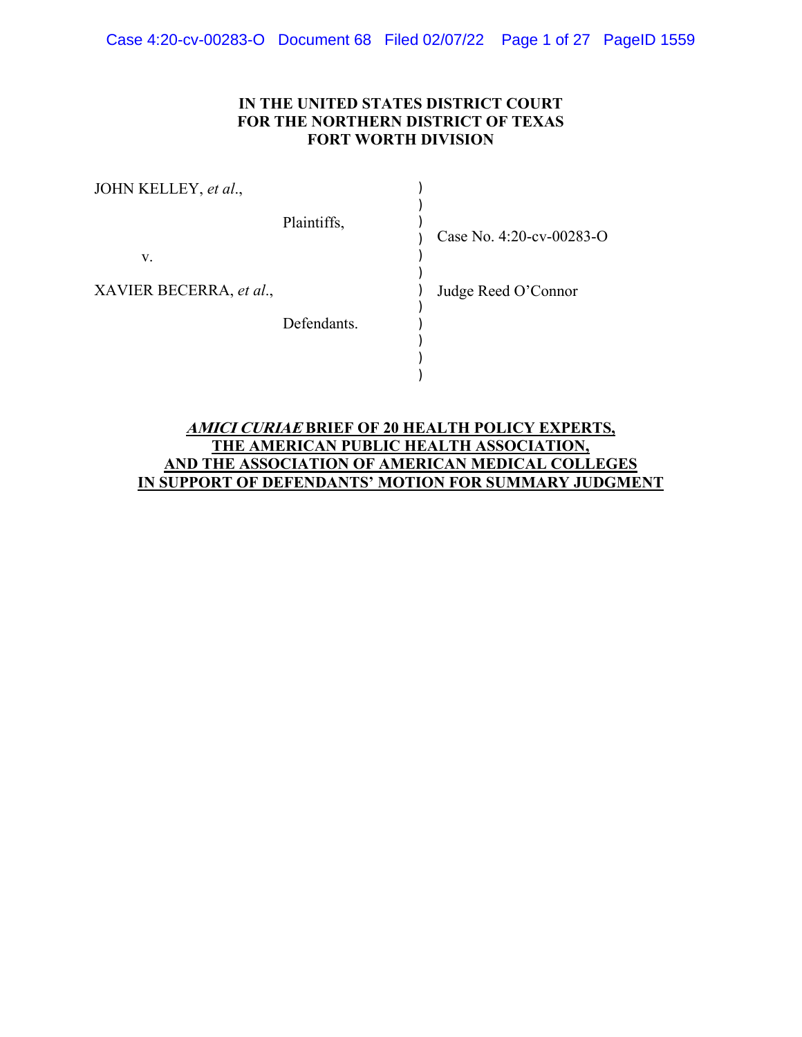**IN THE UNITED STATES DISTRICT COURT**
**FOR THE NORTHERN DISTRICT OF TEXAS**
**FORT WORTH DIVISION**

| | | |
|---|---|---|
| JOHN KELLEY, *et al*., | ) | |
| Plaintiffs, | ) | Case No. 4:20-cv-00283-O |
| v. | ) | |
| XAVIER BECERRA, *et al*., | ) | Judge Reed O'Connor |
| Defendants. | ) | |

***AMICI CURIAE* BRIEF OF 20 HEALTH POLICY EXPERTS, THE AMERICAN PUBLIC HEALTH ASSOCIATION, AND THE ASSOCIATION OF AMERICAN MEDICAL COLLEGES IN SUPPORT OF DEFENDANTS' MOTION FOR SUMMARY JUDGMENT**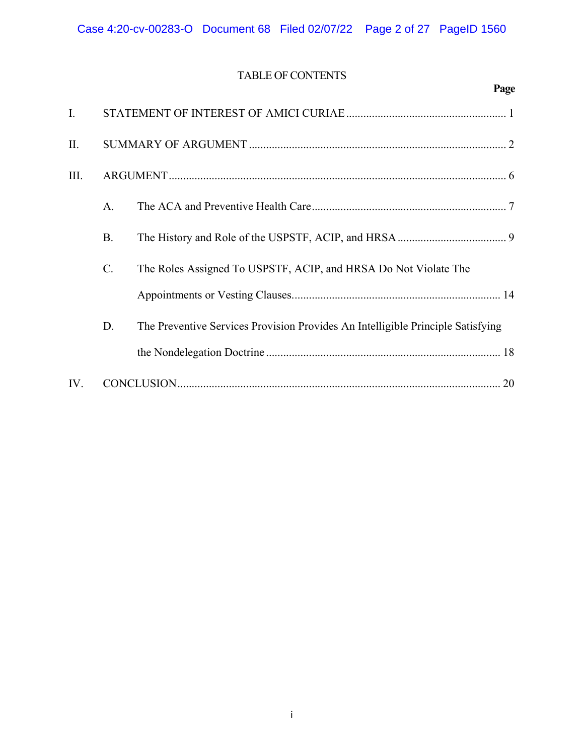TABLE OF CONTENTS

| | | Page |
|---|---|---|
| I. | STATEMENT OF INTEREST OF AMICI CURIAE | 1 |
| II. | SUMMARY OF ARGUMENT | 2 |
| III. | ARGUMENT | 6 |
| | A. The ACA and Preventive Health Care | 7 |
| | B. The History and Role of the USPSTF, ACIP, and HRSA | 9 |
| | C. The Roles Assigned To USPSTF, ACIP, and HRSA Do Not Violate The Appointments or Vesting Clauses | 14 |
| | D. The Preventive Services Provision Provides An Intelligible Principle Satisfying the Nondelegation Doctrine | 18 |
| IV. | CONCLUSION | 20 |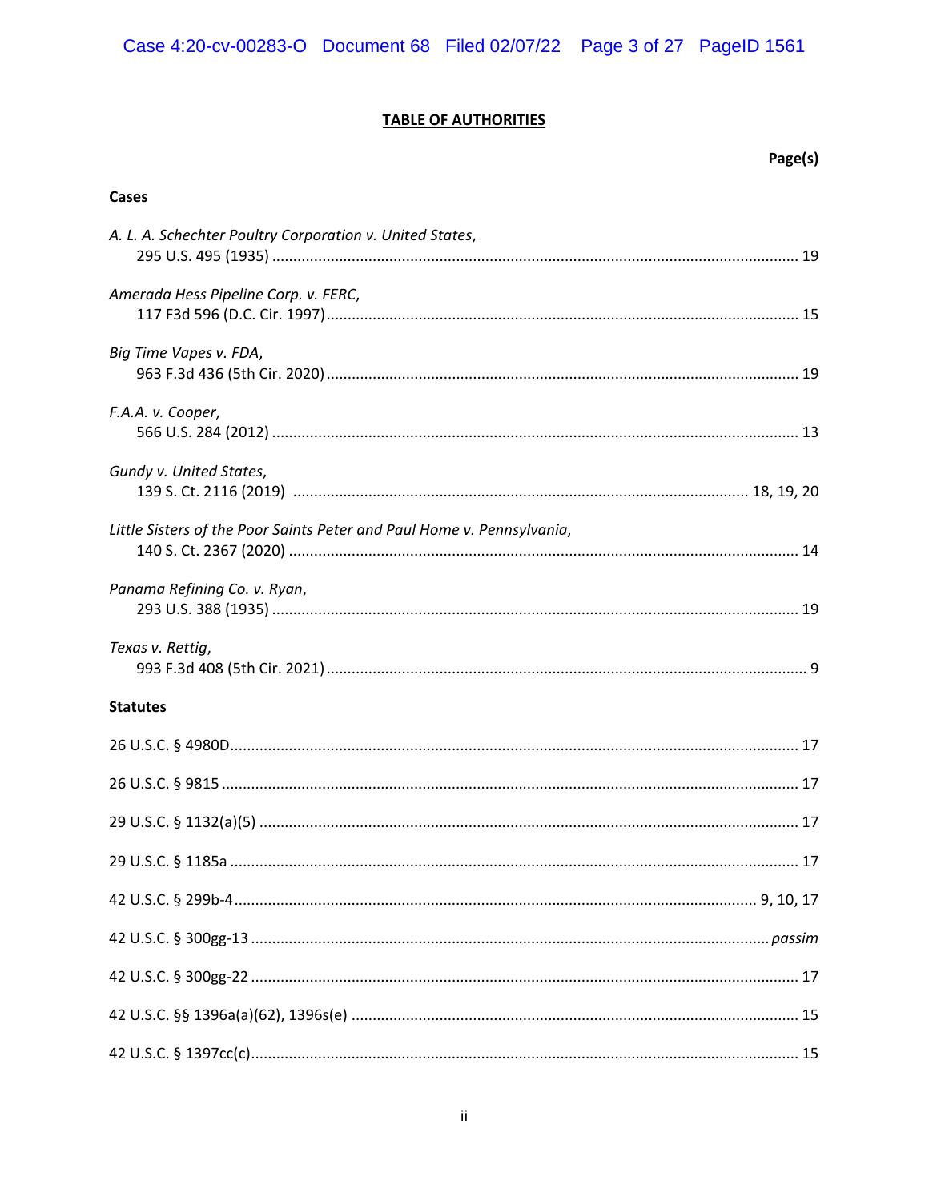# TABLE OF AUTHORITIES

**Page(s)**

## Cases

*A. L. A. Schechter Poultry Corporation v. United States*,
295 U.S. 495 (1935) .......... 19

*Amerada Hess Pipeline Corp. v. FERC*,
117 F3d 596 (D.C. Cir. 1997) .......... 15

*Big Time Vapes v. FDA*,
963 F.3d 436 (5th Cir. 2020) .......... 19

*F.A.A. v. Cooper*,
566 U.S. 284 (2012) .......... 13

*Gundy v. United States*,
139 S. Ct. 2116 (2019) .......... 18, 19, 20

*Little Sisters of the Poor Saints Peter and Paul Home v. Pennsylvania*,
140 S. Ct. 2367 (2020) .......... 14

*Panama Refining Co. v. Ryan*,
293 U.S. 388 (1935) .......... 19

*Texas v. Rettig*,
993 F.3d 408 (5th Cir. 2021) .......... 9

## Statutes

26 U.S.C. § 4980D .......... 17

26 U.S.C. § 9815 .......... 17

29 U.S.C. § 1132(a)(5) .......... 17

29 U.S.C. § 1185a .......... 17

42 U.S.C. § 299b-4 .......... 9, 10, 17

42 U.S.C. § 300gg-13 .......... *passim*

42 U.S.C. § 300gg-22 .......... 17

42 U.S.C. §§ 1396a(a)(62), 1396s(e) .......... 15

42 U.S.C. § 1397cc(c) .......... 15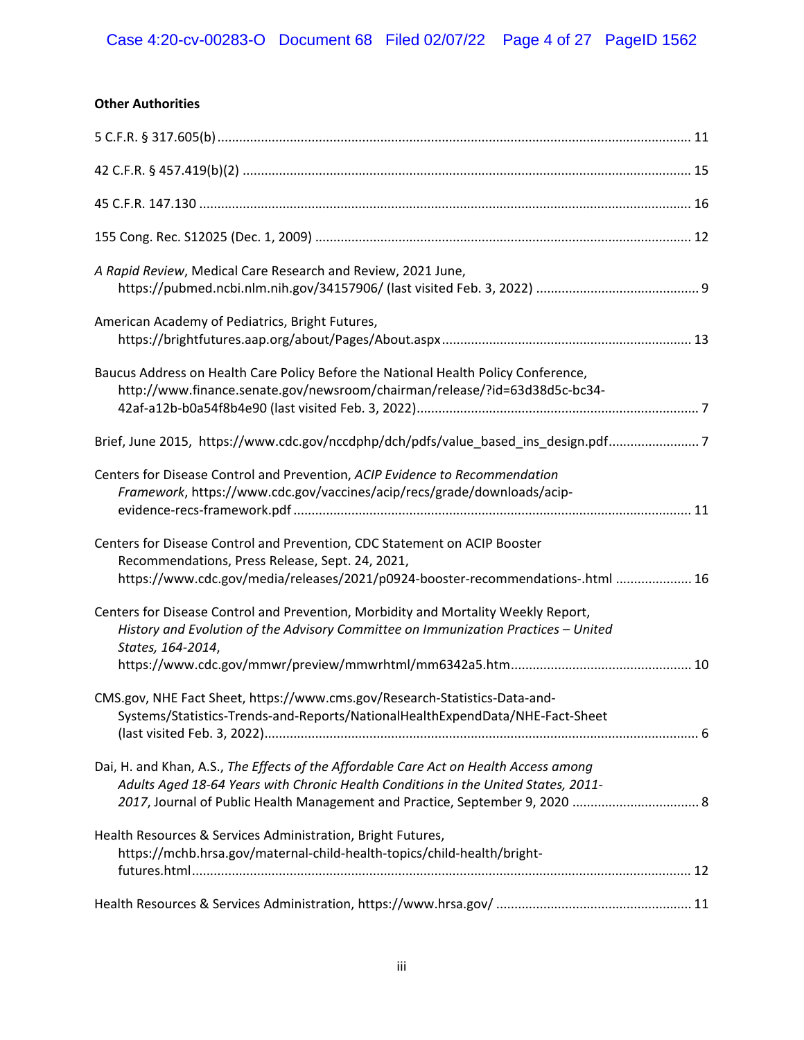**Other Authorities**

5 C.F.R. § 317.605(b) ........................................................................................................................ 11

42 C.F.R. § 457.419(b)(2) .................................................................................................................. 15

45 C.F.R. 147.130 .............................................................................................................................. 16

155 Cong. Rec. S12025 (Dec. 1, 2009) ............................................................................................. 12

*A Rapid Review*, Medical Care Research and Review, 2021 June, https://pubmed.ncbi.nlm.nih.gov/34157906/ (last visited Feb. 3, 2022) ............................................ 9

American Academy of Pediatrics, Bright Futures, https://brightfutures.aap.org/about/Pages/About.aspx .................................................................... 13

Baucus Address on Health Care Policy Before the National Health Policy Conference, http://www.finance.senate.gov/newsroom/chairman/release/?id=63d38d5c-bc34-42af-a12b-b0a54f8b4e90 (last visited Feb. 3, 2022)............................................................................ 7

Brief, June 2015, https://www.cdc.gov/nccdphp/dch/pdfs/value_based_ins_design.pdf......................... 7

Centers for Disease Control and Prevention, *ACIP Evidence to Recommendation Framework*, https://www.cdc.gov/vaccines/acip/recs/grade/downloads/acip-evidence-recs-framework.pdf ............................................................................................................ 11

Centers for Disease Control and Prevention, CDC Statement on ACIP Booster Recommendations, Press Release, Sept. 24, 2021, https://www.cdc.gov/media/releases/2021/p0924-booster-recommendations-.html ..................... 16

Centers for Disease Control and Prevention, Morbidity and Mortality Weekly Report, *History and Evolution of the Advisory Committee on Immunization Practices – United States, 164-2014*, https://www.cdc.gov/mmwr/preview/mmwrhtml/mm6342a5.htm................................................. 10

CMS.gov, NHE Fact Sheet, https://www.cms.gov/Research-Statistics-Data-and-Systems/Statistics-Trends-and-Reports/NationalHealthExpendData/NHE-Fact-Sheet (last visited Feb. 3, 2022)....................................................................................................................... 6

Dai, H. and Khan, A.S., *The Effects of the Affordable Care Act on Health Access among Adults Aged 18-64 Years with Chronic Health Conditions in the United States, 2011-2017*, Journal of Public Health Management and Practice, September 9, 2020 .................................. 8

Health Resources & Services Administration, Bright Futures, https://mchb.hrsa.gov/maternal-child-health-topics/child-health/bright-futures.html........................................................................................................................................ 12

Health Resources & Services Administration, https://www.hrsa.gov/ ..................................................... 11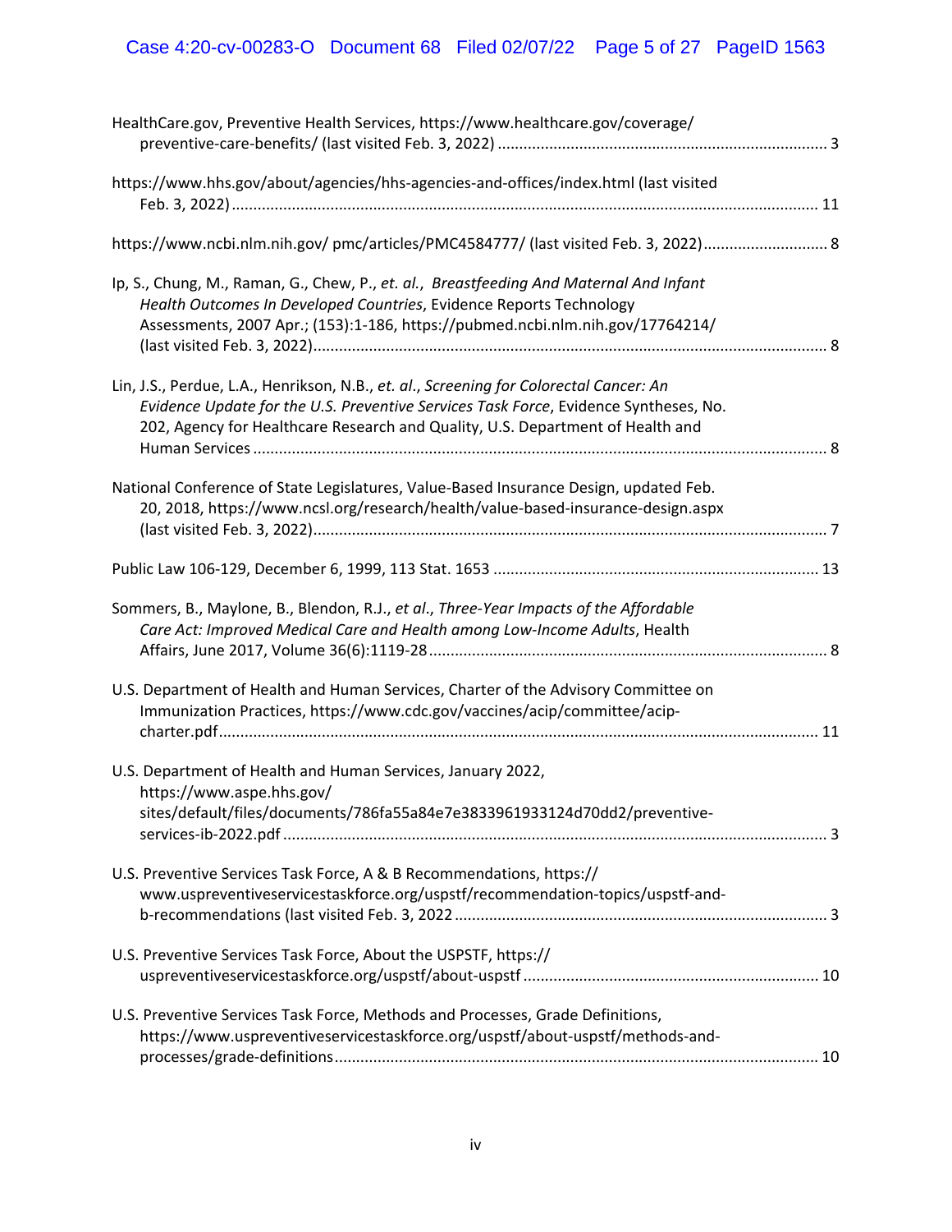HealthCare.gov, Preventive Health Services, https://www.healthcare.gov/coverage/preventive-care-benefits/ (last visited Feb. 3, 2022) ............................................................................ 3

https://www.hhs.gov/about/agencies/hhs-agencies-and-offices/index.html (last visited Feb. 3, 2022)....................................................................................................................................... 11

https://www.ncbi.nlm.nih.gov/ pmc/articles/PMC4584777/ (last visited Feb. 3, 2022)............................ 8

Ip, S., Chung, M., Raman, G., Chew, P., *et. al.*, *Breastfeeding And Maternal And Infant Health Outcomes In Developed Countries*, Evidence Reports Technology Assessments, 2007 Apr.; (153):1-186, https://pubmed.ncbi.nlm.nih.gov/17764214/ (last visited Feb. 3, 2022)....................................................................................................................... 8

Lin, J.S., Perdue, L.A., Henrikson, N.B., *et. al.*, *Screening for Colorectal Cancer: An Evidence Update for the U.S. Preventive Services Task Force*, Evidence Syntheses, No. 202, Agency for Healthcare Research and Quality, U.S. Department of Health and Human Services ..................................................................................................................................... 8

National Conference of State Legislatures, Value-Based Insurance Design, updated Feb. 20, 2018, https://www.ncsl.org/research/health/value-based-insurance-design.aspx (last visited Feb. 3, 2022)....................................................................................................................... 7

Public Law 106-129, December 6, 1999, 113 Stat. 1653 ........................................................................... 13

Sommers, B., Maylone, B., Blendon, R.J., *et al.*, *Three-Year Impacts of the Affordable Care Act: Improved Medical Care and Health among Low-Income Adults*, Health Affairs, June 2017, Volume 36(6):1119-28............................................................................................ 8

U.S. Department of Health and Human Services, Charter of the Advisory Committee on Immunization Practices, https://www.cdc.gov/vaccines/acip/committee/acip-charter.pdf.......................................................................................................................................... 11

U.S. Department of Health and Human Services, January 2022, https://www.aspe.hhs.gov/ sites/default/files/documents/786fa55a84e7e3833961933124d70dd2/preventive-services-ib-2022.pdf ............................................................................................................................. 3

U.S. Preventive Services Task Force, A & B Recommendations, https:// www.uspreventiveservicestaskforce.org/uspstf/recommendation-topics/uspstf-and-b-recommendations (last visited Feb. 3, 2022 ...................................................................................... 3

U.S. Preventive Services Task Force, About the USPSTF, https:// uspreventiveservicestaskforce.org/uspstf/about-uspstf .................................................................... 10

U.S. Preventive Services Task Force, Methods and Processes, Grade Definitions, https://www.uspreventiveservicestaskforce.org/uspstf/about-uspstf/methods-and-processes/grade-definitions................................................................................................................ 10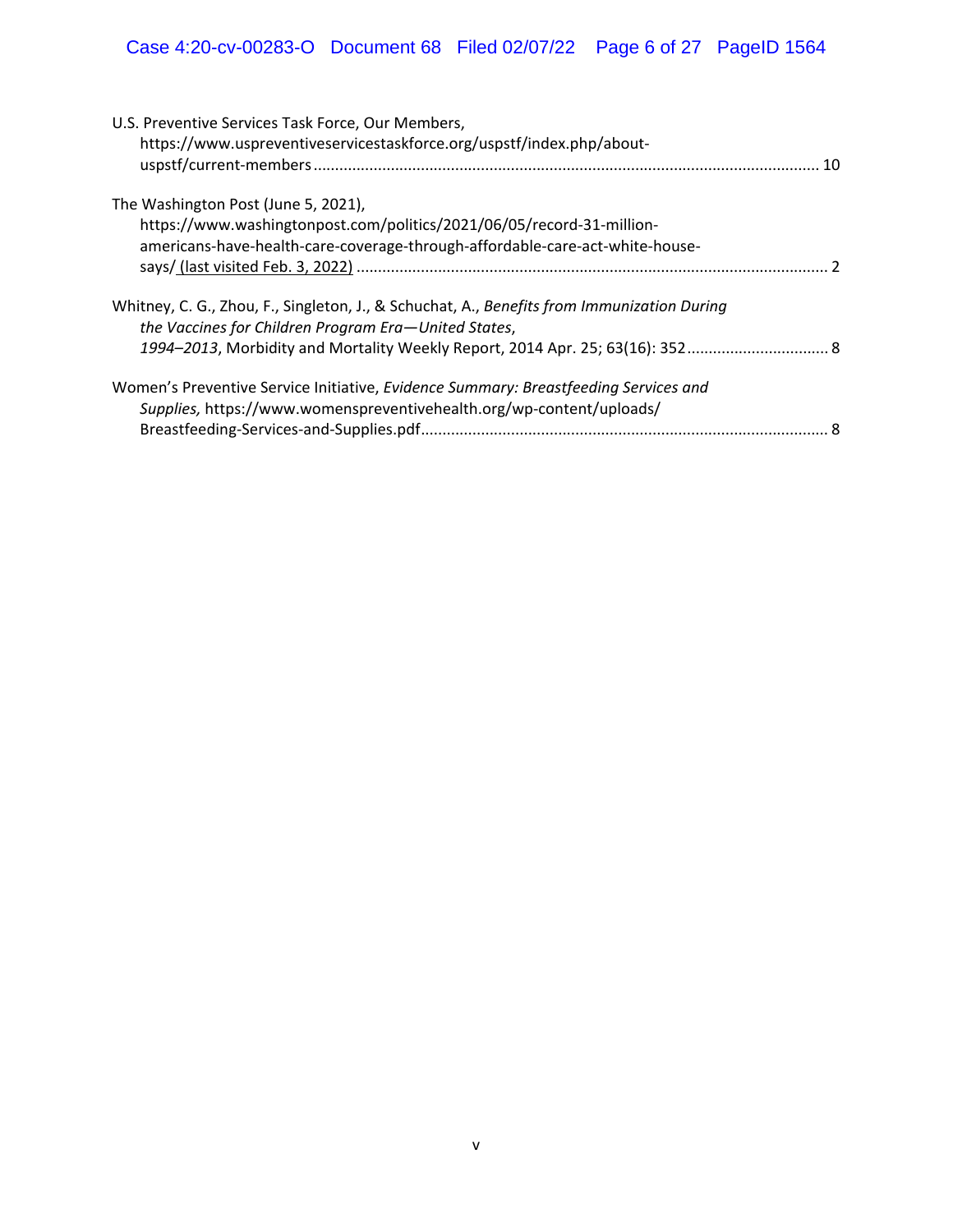U.S. Preventive Services Task Force, Our Members, https://www.uspreventiveservicestaskforce.org/uspstf/index.php/about-uspstf/current-members ....................................................................................................................... 10

The Washington Post (June 5, 2021), https://www.washingtonpost.com/politics/2021/06/05/record-31-million-americans-have-health-care-coverage-through-affordable-care-act-white-house-says/ (last visited Feb. 3, 2022) ............................................................................................................. 2

Whitney, C. G., Zhou, F., Singleton, J., & Schuchat, A., *Benefits from Immunization During the Vaccines for Children Program Era—United States, 1994–2013*, Morbidity and Mortality Weekly Report, 2014 Apr. 25; 63(16): 352 ................................ 8

Women's Preventive Service Initiative, *Evidence Summary: Breastfeeding Services and Supplies,* https://www.womenspreventivehealth.org/wp-content/uploads/Breastfeeding-Services-and-Supplies.pdf .............................................................................................. 8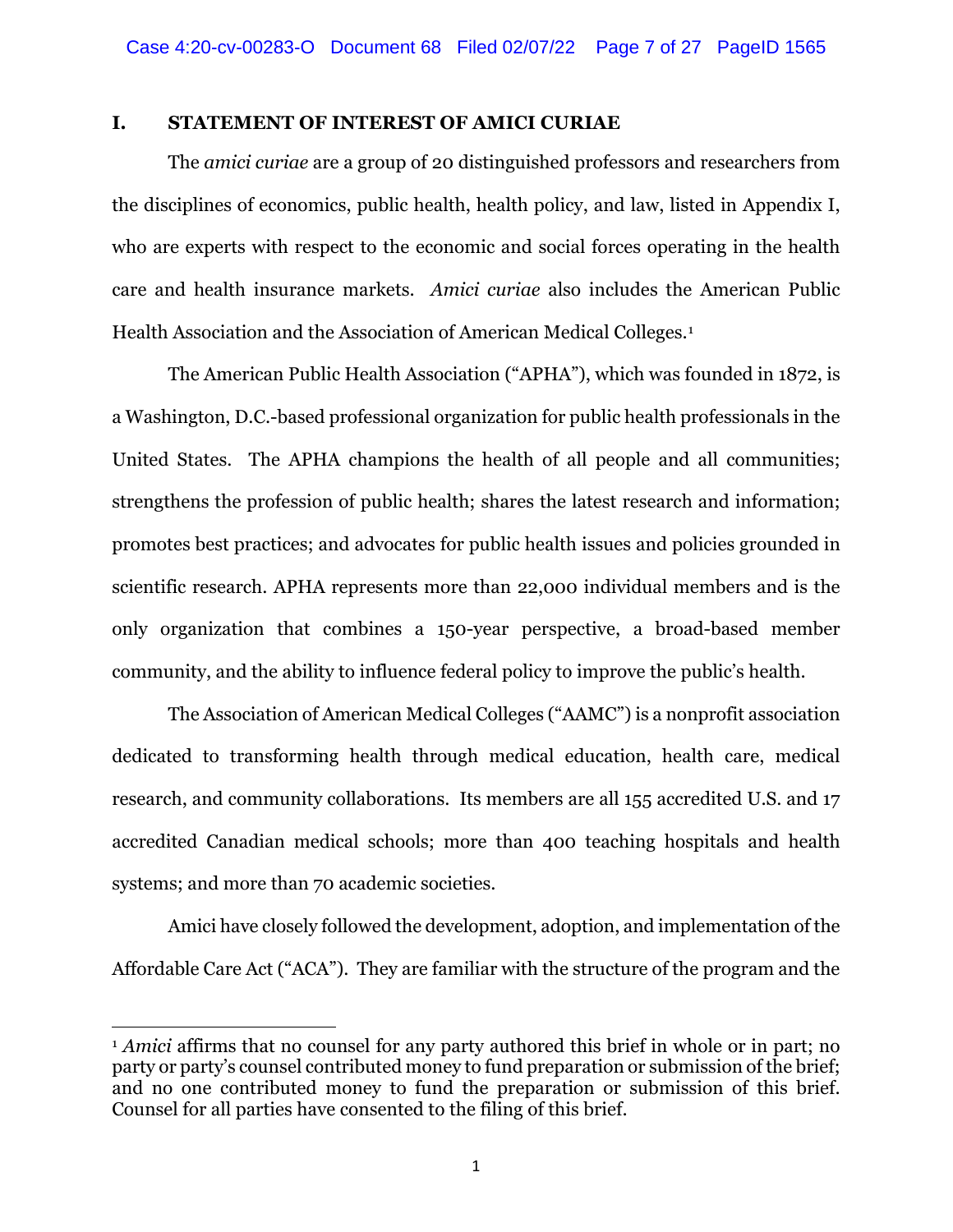## I. STATEMENT OF INTEREST OF AMICI CURIAE

The *amici curiae* are a group of 20 distinguished professors and researchers from the disciplines of economics, public health, health policy, and law, listed in Appendix I, who are experts with respect to the economic and social forces operating in the health care and health insurance markets. *Amici curiae* also includes the American Public Health Association and the Association of American Medical Colleges.[1]

The American Public Health Association ("APHA"), which was founded in 1872, is a Washington, D.C.-based professional organization for public health professionals in the United States. The APHA champions the health of all people and all communities; strengthens the profession of public health; shares the latest research and information; promotes best practices; and advocates for public health issues and policies grounded in scientific research. APHA represents more than 22,000 individual members and is the only organization that combines a 150-year perspective, a broad-based member community, and the ability to influence federal policy to improve the public's health.

The Association of American Medical Colleges ("AAMC") is a nonprofit association dedicated to transforming health through medical education, health care, medical research, and community collaborations. Its members are all 155 accredited U.S. and 17 accredited Canadian medical schools; more than 400 teaching hospitals and health systems; and more than 70 academic societies.

Amici have closely followed the development, adoption, and implementation of the Affordable Care Act ("ACA"). They are familiar with the structure of the program and the

[1] *Amici* affirms that no counsel for any party authored this brief in whole or in part; no party or party's counsel contributed money to fund preparation or submission of the brief; and no one contributed money to fund the preparation or submission of this brief. Counsel for all parties have consented to the filing of this brief.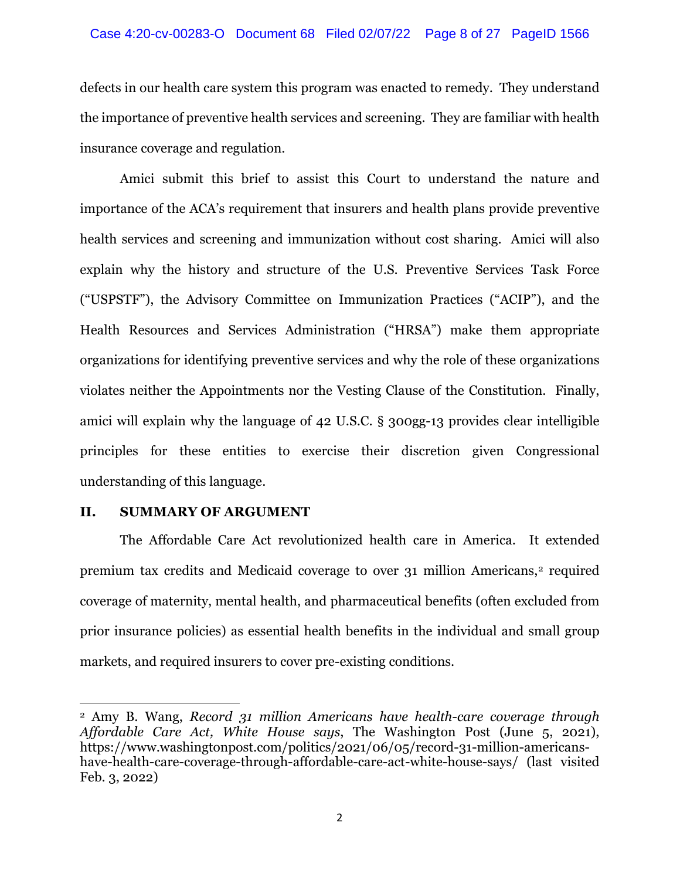defects in our health care system this program was enacted to remedy. They understand the importance of preventive health services and screening. They are familiar with health insurance coverage and regulation.

Amici submit this brief to assist this Court to understand the nature and importance of the ACA's requirement that insurers and health plans provide preventive health services and screening and immunization without cost sharing. Amici will also explain why the history and structure of the U.S. Preventive Services Task Force ("USPSTF"), the Advisory Committee on Immunization Practices ("ACIP"), and the Health Resources and Services Administration ("HRSA") make them appropriate organizations for identifying preventive services and why the role of these organizations violates neither the Appointments nor the Vesting Clause of the Constitution. Finally, amici will explain why the language of 42 U.S.C. § 300gg-13 provides clear intelligible principles for these entities to exercise their discretion given Congressional understanding of this language.

## II. SUMMARY OF ARGUMENT

The Affordable Care Act revolutionized health care in America. It extended premium tax credits and Medicaid coverage to over 31 million Americans,[2] required coverage of maternity, mental health, and pharmaceutical benefits (often excluded from prior insurance policies) as essential health benefits in the individual and small group markets, and required insurers to cover pre-existing conditions.

---

[2] Amy B. Wang, *Record 31 million Americans have health-care coverage through Affordable Care Act, White House says*, The Washington Post (June 5, 2021), https://www.washingtonpost.com/politics/2021/06/05/record-31-million-americans-have-health-care-coverage-through-affordable-care-act-white-house-says/ (last visited Feb. 3, 2022)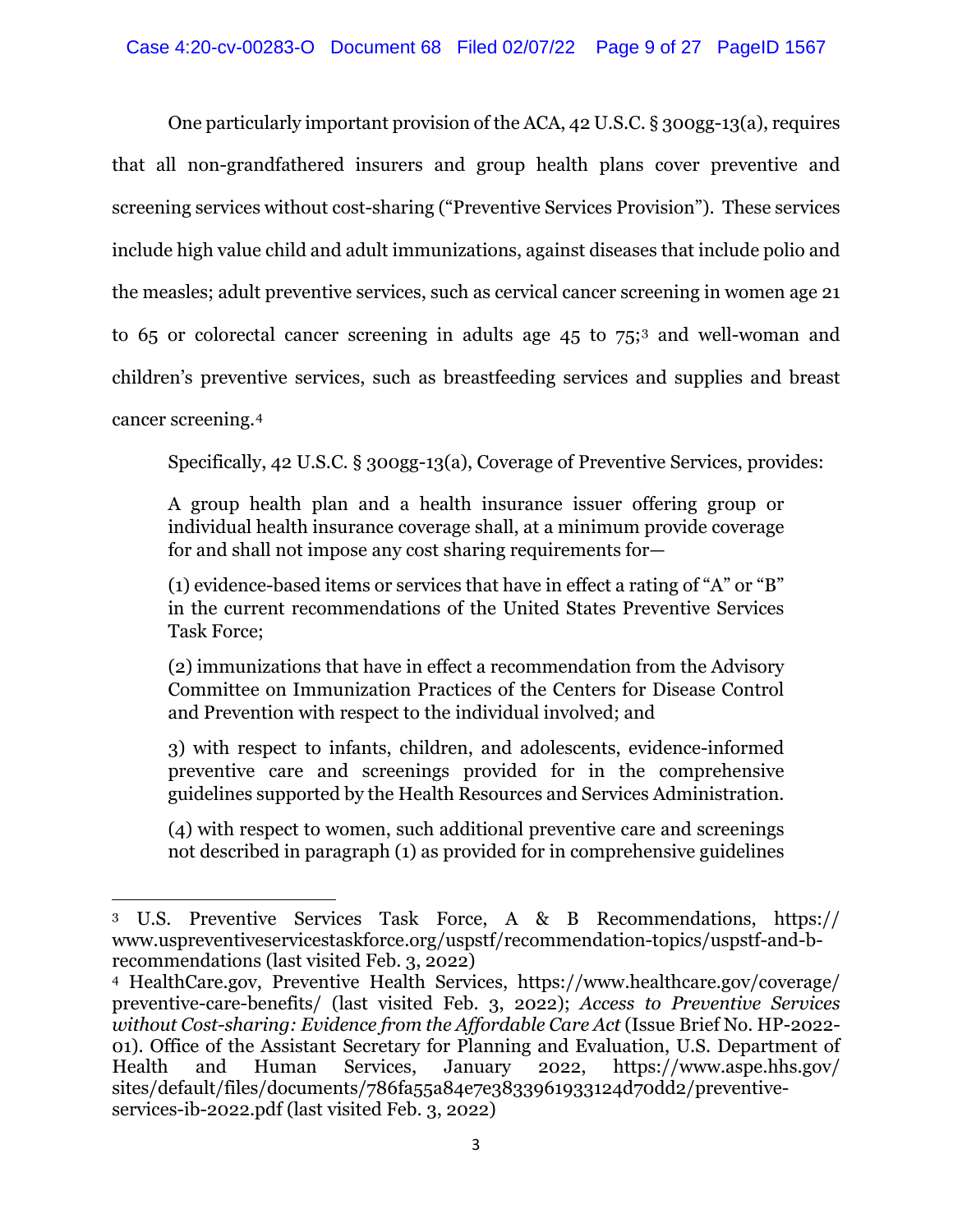One particularly important provision of the ACA, 42 U.S.C. § 300gg-13(a), requires that all non-grandfathered insurers and group health plans cover preventive and screening services without cost-sharing ("Preventive Services Provision"). These services include high value child and adult immunizations, against diseases that include polio and the measles; adult preventive services, such as cervical cancer screening in women age 21 to 65 or colorectal cancer screening in adults age 45 to 75;[3] and well-woman and children's preventive services, such as breastfeeding services and supplies and breast cancer screening.[4]

Specifically, 42 U.S.C. § 300gg-13(a), Coverage of Preventive Services, provides:

> A group health plan and a health insurance issuer offering group or individual health insurance coverage shall, at a minimum provide coverage for and shall not impose any cost sharing requirements for—
>
> (1) evidence-based items or services that have in effect a rating of "A" or "B" in the current recommendations of the United States Preventive Services Task Force;
>
> (2) immunizations that have in effect a recommendation from the Advisory Committee on Immunization Practices of the Centers for Disease Control and Prevention with respect to the individual involved; and
>
> 3) with respect to infants, children, and adolescents, evidence-informed preventive care and screenings provided for in the comprehensive guidelines supported by the Health Resources and Services Administration.
>
> (4) with respect to women, such additional preventive care and screenings not described in paragraph (1) as provided for in comprehensive guidelines

---

[3] U.S. Preventive Services Task Force, A & B Recommendations, https://www.uspreventiveservicestaskforce.org/uspstf/recommendation-topics/uspstf-and-b-recommendations (last visited Feb. 3, 2022)

[4] HealthCare.gov, Preventive Health Services, https://www.healthcare.gov/coverage/preventive-care-benefits/ (last visited Feb. 3, 2022); *Access to Preventive Services without Cost-sharing: Evidence from the Affordable Care Act* (Issue Brief No. HP-2022-01). Office of the Assistant Secretary for Planning and Evaluation, U.S. Department of Health and Human Services, January 2022, https://www.aspe.hhs.gov/sites/default/files/documents/786fa55a84e7e3833961933124d70dd2/preventive-services-ib-2022.pdf (last visited Feb. 3, 2022)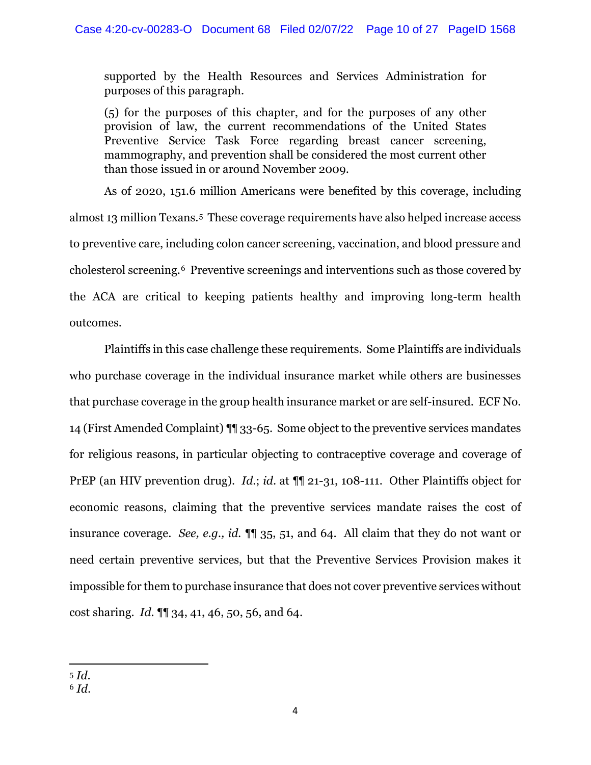supported by the Health Resources and Services Administration for purposes of this paragraph.

(5) for the purposes of this chapter, and for the purposes of any other provision of law, the current recommendations of the United States Preventive Service Task Force regarding breast cancer screening, mammography, and prevention shall be considered the most current other than those issued in or around November 2009.

As of 2020, 151.6 million Americans were benefited by this coverage, including almost 13 million Texans.[5] These coverage requirements have also helped increase access to preventive care, including colon cancer screening, vaccination, and blood pressure and cholesterol screening.[6] Preventive screenings and interventions such as those covered by the ACA are critical to keeping patients healthy and improving long-term health outcomes.

Plaintiffs in this case challenge these requirements. Some Plaintiffs are individuals who purchase coverage in the individual insurance market while others are businesses that purchase coverage in the group health insurance market or are self-insured. ECF No. 14 (First Amended Complaint) ¶¶ 33-65. Some object to the preventive services mandates for religious reasons, in particular objecting to contraceptive coverage and coverage of PrEP (an HIV prevention drug). *Id.*; *id.* at ¶¶ 21-31, 108-111. Other Plaintiffs object for economic reasons, claiming that the preventive services mandate raises the cost of insurance coverage. *See, e.g., id.* ¶¶ 35, 51, and 64. All claim that they do not want or need certain preventive services, but that the Preventive Services Provision makes it impossible for them to purchase insurance that does not cover preventive services without cost sharing. *Id.* ¶¶ 34, 41, 46, 50, 56, and 64.

---

[5] *Id.*

[6] *Id.*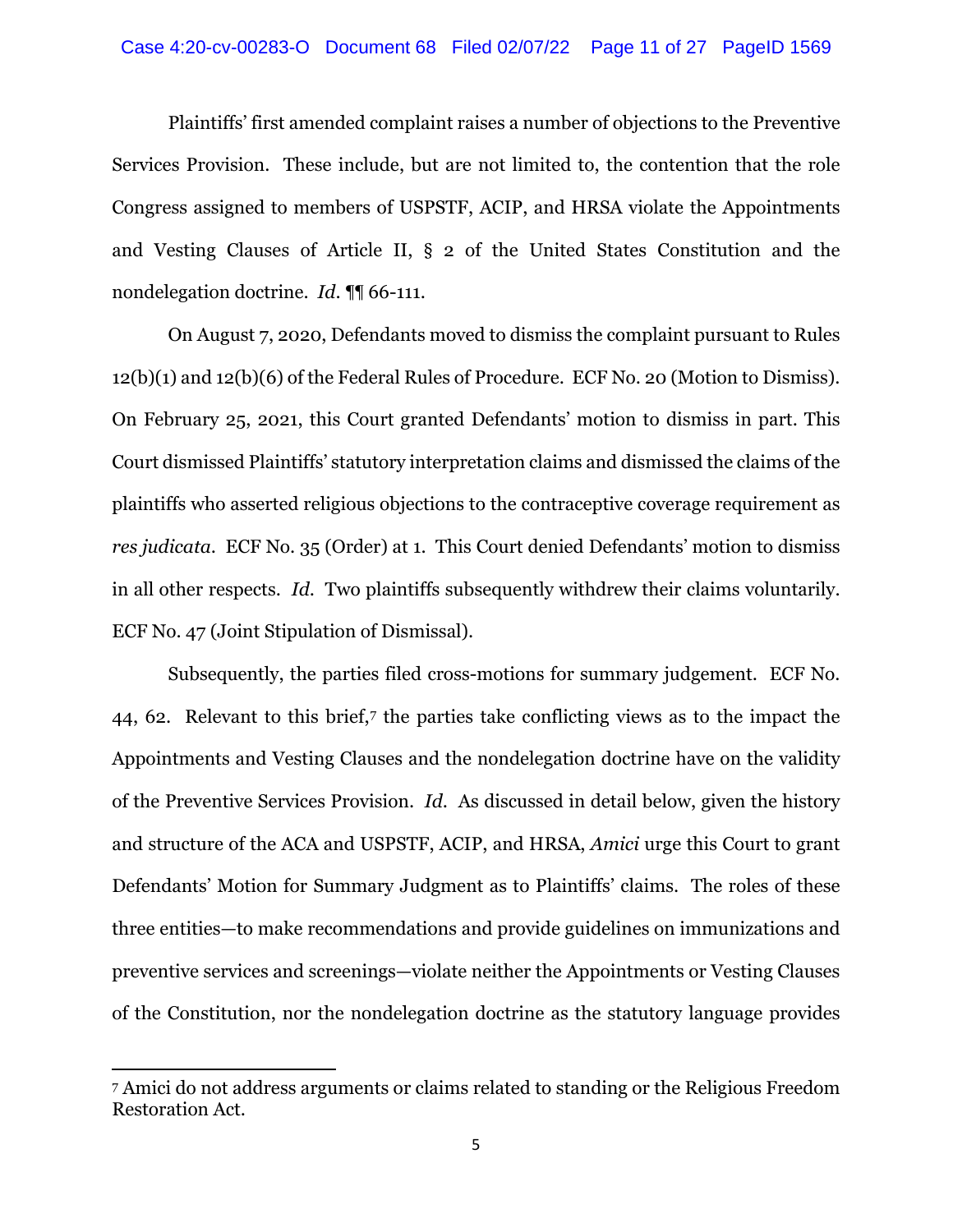Plaintiffs' first amended complaint raises a number of objections to the Preventive Services Provision. These include, but are not limited to, the contention that the role Congress assigned to members of USPSTF, ACIP, and HRSA violate the Appointments and Vesting Clauses of Article II, § 2 of the United States Constitution and the nondelegation doctrine. *Id.* ¶¶ 66-111.

On August 7, 2020, Defendants moved to dismiss the complaint pursuant to Rules 12(b)(1) and 12(b)(6) of the Federal Rules of Procedure. ECF No. 20 (Motion to Dismiss). On February 25, 2021, this Court granted Defendants' motion to dismiss in part. This Court dismissed Plaintiffs' statutory interpretation claims and dismissed the claims of the plaintiffs who asserted religious objections to the contraceptive coverage requirement as *res judicata*. ECF No. 35 (Order) at 1. This Court denied Defendants' motion to dismiss in all other respects. *Id.* Two plaintiffs subsequently withdrew their claims voluntarily. ECF No. 47 (Joint Stipulation of Dismissal).

Subsequently, the parties filed cross-motions for summary judgement. ECF No. 44, 62. Relevant to this brief,[7] the parties take conflicting views as to the impact the Appointments and Vesting Clauses and the nondelegation doctrine have on the validity of the Preventive Services Provision. *Id.* As discussed in detail below, given the history and structure of the ACA and USPSTF, ACIP, and HRSA, *Amici* urge this Court to grant Defendants' Motion for Summary Judgment as to Plaintiffs' claims. The roles of these three entities—to make recommendations and provide guidelines on immunizations and preventive services and screenings—violate neither the Appointments or Vesting Clauses of the Constitution, nor the nondelegation doctrine as the statutory language provides

---

[7] Amici do not address arguments or claims related to standing or the Religious Freedom Restoration Act.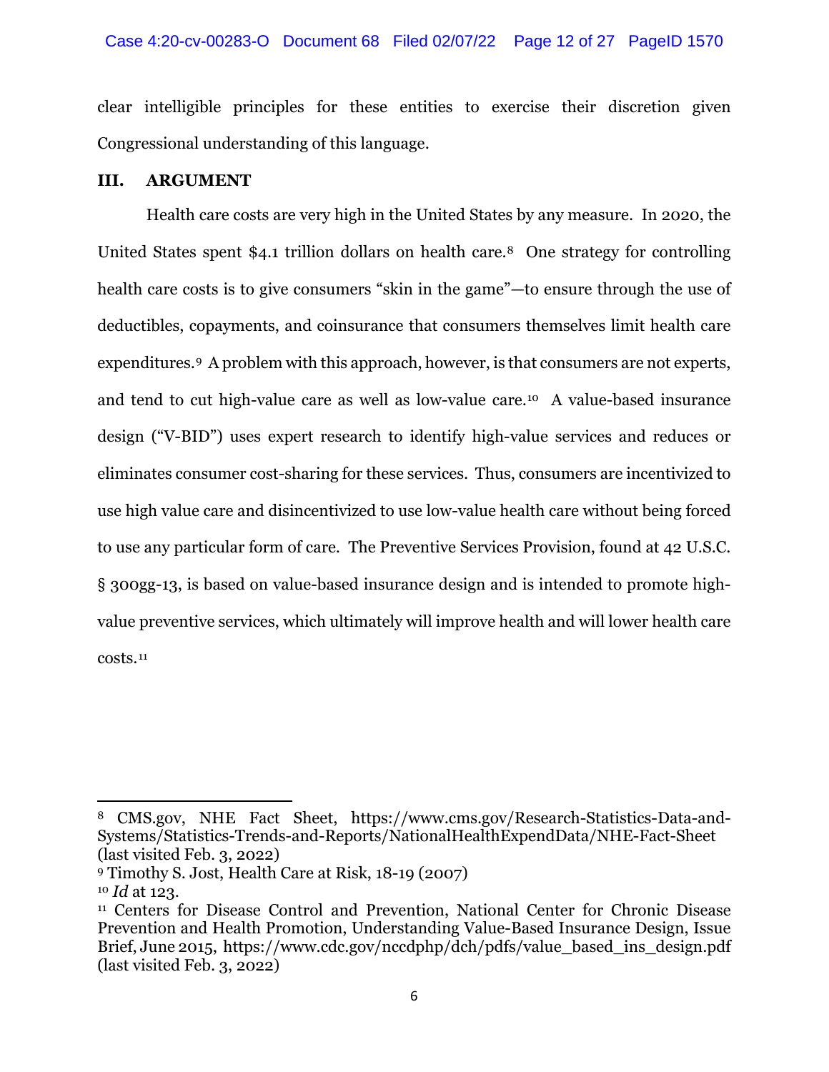clear intelligible principles for these entities to exercise their discretion given Congressional understanding of this language.

## III. ARGUMENT

Health care costs are very high in the United States by any measure. In 2020, the United States spent $4.1 trillion dollars on health care.[8] One strategy for controlling health care costs is to give consumers "skin in the game"—to ensure through the use of deductibles, copayments, and coinsurance that consumers themselves limit health care expenditures.[9] A problem with this approach, however, is that consumers are not experts, and tend to cut high-value care as well as low-value care.[10] A value-based insurance design ("V-BID") uses expert research to identify high-value services and reduces or eliminates consumer cost-sharing for these services. Thus, consumers are incentivized to use high value care and disincentivized to use low-value health care without being forced to use any particular form of care. The Preventive Services Provision, found at 42 U.S.C. § 300gg-13, is based on value-based insurance design and is intended to promote high-value preventive services, which ultimately will improve health and will lower health care costs.[11]

---

[8] CMS.gov, NHE Fact Sheet, https://www.cms.gov/Research-Statistics-Data-and-Systems/Statistics-Trends-and-Reports/NationalHealthExpendData/NHE-Fact-Sheet (last visited Feb. 3, 2022)

[9] Timothy S. Jost, Health Care at Risk, 18-19 (2007)

[10] *Id* at 123.

[11] Centers for Disease Control and Prevention, National Center for Chronic Disease Prevention and Health Promotion, Understanding Value-Based Insurance Design, Issue Brief, June 2015, https://www.cdc.gov/nccdphp/dch/pdfs/value_based_ins_design.pdf (last visited Feb. 3, 2022)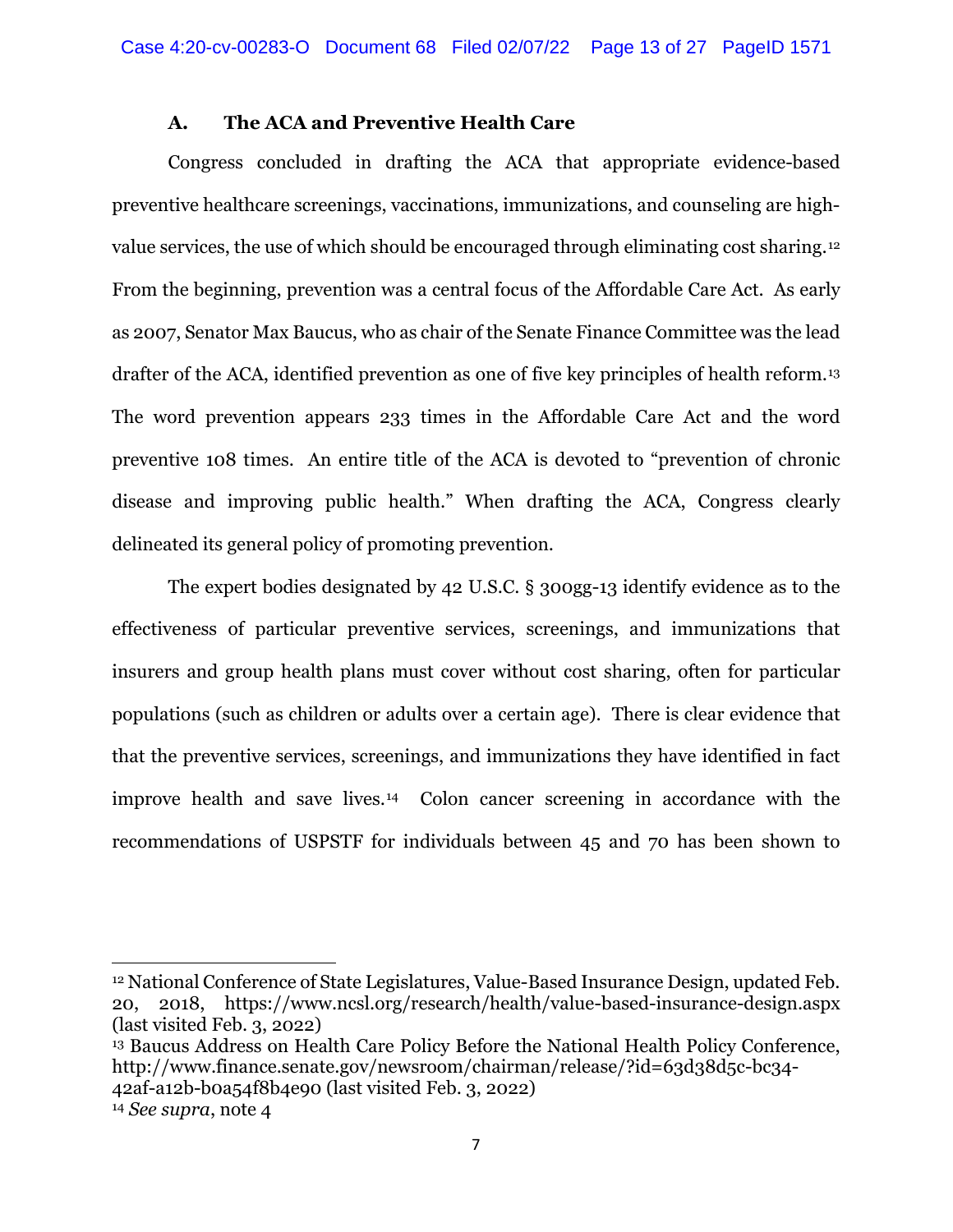### A. The ACA and Preventive Health Care

Congress concluded in drafting the ACA that appropriate evidence-based preventive healthcare screenings, vaccinations, immunizations, and counseling are high-value services, the use of which should be encouraged through eliminating cost sharing.[12] From the beginning, prevention was a central focus of the Affordable Care Act. As early as 2007, Senator Max Baucus, who as chair of the Senate Finance Committee was the lead drafter of the ACA, identified prevention as one of five key principles of health reform.[13] The word prevention appears 233 times in the Affordable Care Act and the word preventive 108 times. An entire title of the ACA is devoted to "prevention of chronic disease and improving public health." When drafting the ACA, Congress clearly delineated its general policy of promoting prevention.

The expert bodies designated by 42 U.S.C. § 300gg-13 identify evidence as to the effectiveness of particular preventive services, screenings, and immunizations that insurers and group health plans must cover without cost sharing, often for particular populations (such as children or adults over a certain age). There is clear evidence that that the preventive services, screenings, and immunizations they have identified in fact improve health and save lives.[14] Colon cancer screening in accordance with the recommendations of USPSTF for individuals between 45 and 70 has been shown to

---

[12] National Conference of State Legislatures, Value-Based Insurance Design, updated Feb. 20, 2018, https://www.ncsl.org/research/health/value-based-insurance-design.aspx (last visited Feb. 3, 2022)

[13] Baucus Address on Health Care Policy Before the National Health Policy Conference, http://www.finance.senate.gov/newsroom/chairman/release/?id=63d38d5c-bc34-42af-a12b-b0a54f8b4e90 (last visited Feb. 3, 2022)

[14] *See supra*, note 4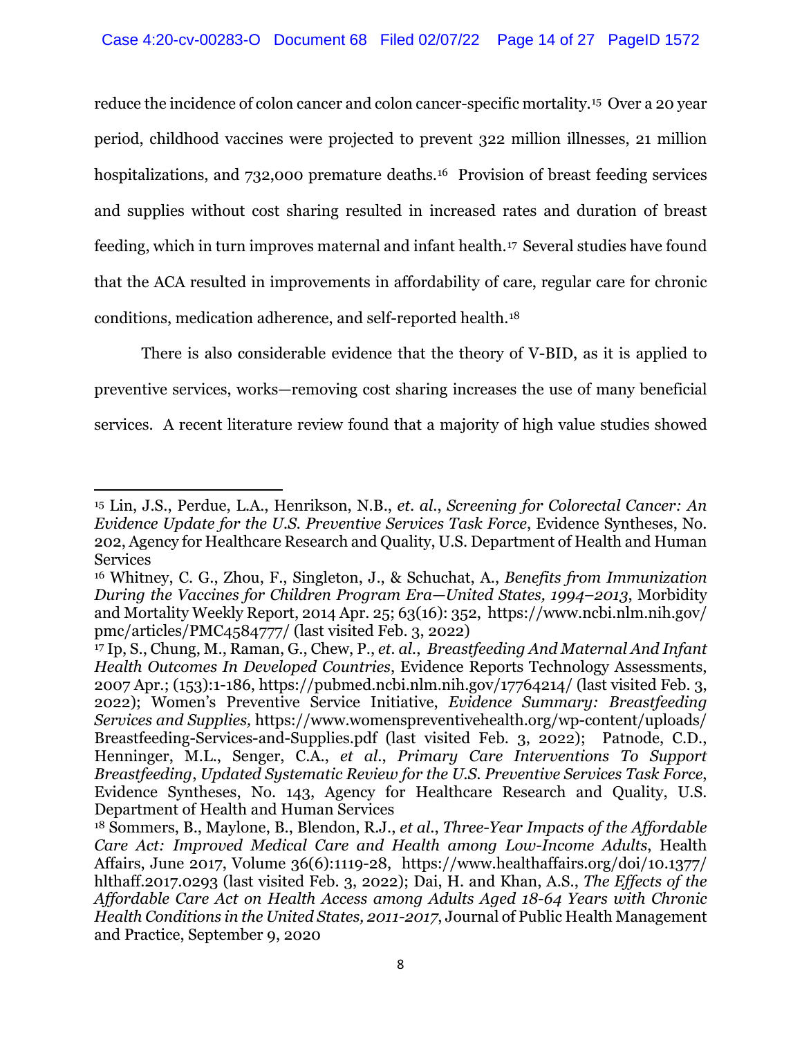reduce the incidence of colon cancer and colon cancer-specific mortality.[15] Over a 20 year period, childhood vaccines were projected to prevent 322 million illnesses, 21 million hospitalizations, and 732,000 premature deaths.[16] Provision of breast feeding services and supplies without cost sharing resulted in increased rates and duration of breast feeding, which in turn improves maternal and infant health.[17] Several studies have found that the ACA resulted in improvements in affordability of care, regular care for chronic conditions, medication adherence, and self-reported health.[18]

There is also considerable evidence that the theory of V-BID, as it is applied to preventive services, works—removing cost sharing increases the use of many beneficial services. A recent literature review found that a majority of high value studies showed

---

[15] Lin, J.S., Perdue, L.A., Henrikson, N.B., *et. al.*, *Screening for Colorectal Cancer: An Evidence Update for the U.S. Preventive Services Task Force*, Evidence Syntheses, No. 202, Agency for Healthcare Research and Quality, U.S. Department of Health and Human Services

[16] Whitney, C. G., Zhou, F., Singleton, J., & Schuchat, A., *Benefits from Immunization During the Vaccines for Children Program Era—United States, 1994–2013*, Morbidity and Mortality Weekly Report, 2014 Apr. 25; 63(16): 352, https://www.ncbi.nlm.nih.gov/pmc/articles/PMC4584777/ (last visited Feb. 3, 2022)

[17] Ip, S., Chung, M., Raman, G., Chew, P., *et. al.*, *Breastfeeding And Maternal And Infant Health Outcomes In Developed Countries*, Evidence Reports Technology Assessments, 2007 Apr.; (153):1-186, https://pubmed.ncbi.nlm.nih.gov/17764214/ (last visited Feb. 3, 2022); Women's Preventive Service Initiative, *Evidence Summary: Breastfeeding Services and Supplies,* https://www.womenspreventivehealth.org/wp-content/uploads/Breastfeeding-Services-and-Supplies.pdf (last visited Feb. 3, 2022); Patnode, C.D., Henninger, M.L., Senger, C.A., *et al.*, *Primary Care Interventions To Support Breastfeeding*, *Updated Systematic Review for the U.S. Preventive Services Task Force*, Evidence Syntheses, No. 143, Agency for Healthcare Research and Quality, U.S. Department of Health and Human Services

[18] Sommers, B., Maylone, B., Blendon, R.J., *et al.*, *Three-Year Impacts of the Affordable Care Act: Improved Medical Care and Health among Low-Income Adults*, Health Affairs, June 2017, Volume 36(6):1119-28, https://www.healthaffairs.org/doi/10.1377/hlthaff.2017.0293 (last visited Feb. 3, 2022); Dai, H. and Khan, A.S., *The Effects of the Affordable Care Act on Health Access among Adults Aged 18-64 Years with Chronic Health Conditions in the United States, 2011-2017*, Journal of Public Health Management and Practice, September 9, 2020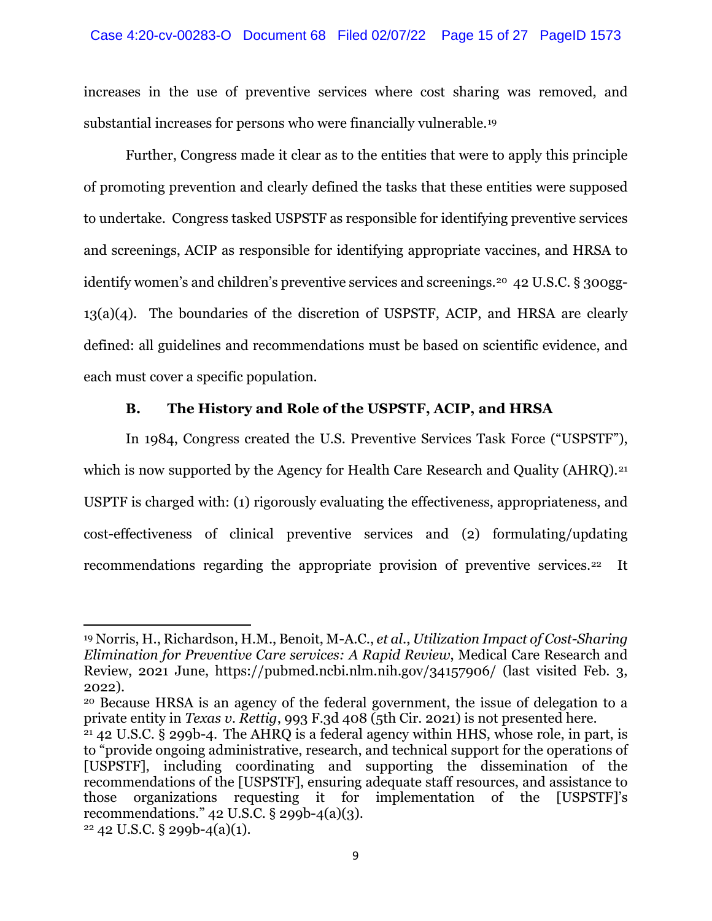increases in the use of preventive services where cost sharing was removed, and substantial increases for persons who were financially vulnerable.[19]

Further, Congress made it clear as to the entities that were to apply this principle of promoting prevention and clearly defined the tasks that these entities were supposed to undertake. Congress tasked USPSTF as responsible for identifying preventive services and screenings, ACIP as responsible for identifying appropriate vaccines, and HRSA to identify women's and children's preventive services and screenings.[20] 42 U.S.C. § 300gg-13(a)(4). The boundaries of the discretion of USPSTF, ACIP, and HRSA are clearly defined: all guidelines and recommendations must be based on scientific evidence, and each must cover a specific population.

### B. The History and Role of the USPSTF, ACIP, and HRSA

In 1984, Congress created the U.S. Preventive Services Task Force ("USPSTF"), which is now supported by the Agency for Health Care Research and Quality (AHRQ).[21] USPTF is charged with: (1) rigorously evaluating the effectiveness, appropriateness, and cost-effectiveness of clinical preventive services and (2) formulating/updating recommendations regarding the appropriate provision of preventive services.[22] It

---

[19] Norris, H., Richardson, H.M., Benoit, M-A.C., *et al.*, *Utilization Impact of Cost-Sharing Elimination for Preventive Care services: A Rapid Review*, Medical Care Research and Review, 2021 June, https://pubmed.ncbi.nlm.nih.gov/34157906/ (last visited Feb. 3, 2022).

[20] Because HRSA is an agency of the federal government, the issue of delegation to a private entity in *Texas v. Rettig*, 993 F.3d 408 (5th Cir. 2021) is not presented here.

[21] 42 U.S.C. § 299b-4. The AHRQ is a federal agency within HHS, whose role, in part, is to "provide ongoing administrative, research, and technical support for the operations of [USPSTF], including coordinating and supporting the dissemination of the recommendations of the [USPSTF], ensuring adequate staff resources, and assistance to those organizations requesting it for implementation of the [USPSTF]'s recommendations." 42 U.S.C. § 299b-4(a)(3).

[22] 42 U.S.C. § 299b-4(a)(1).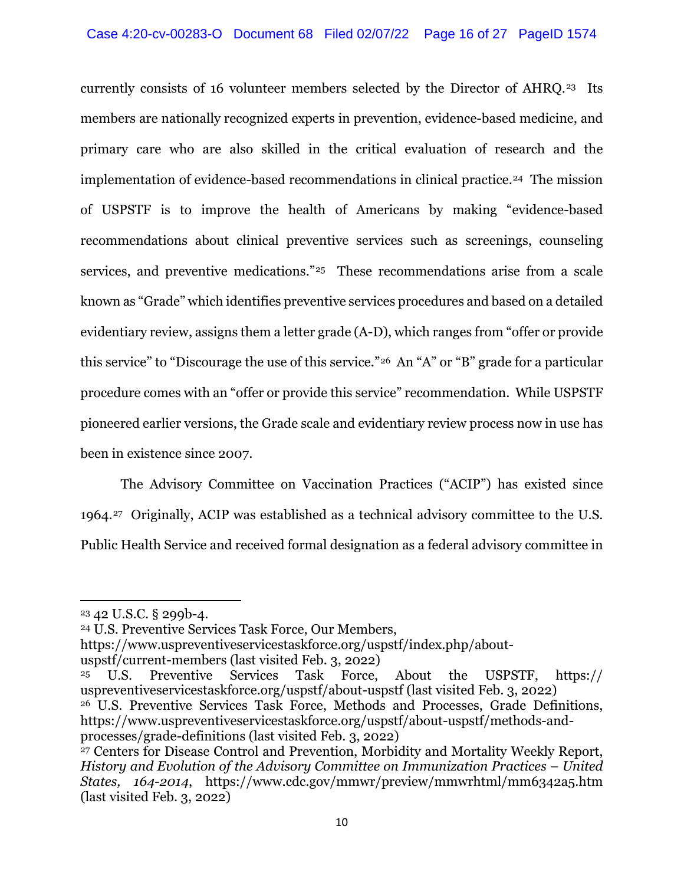currently consists of 16 volunteer members selected by the Director of AHRQ.[23] Its members are nationally recognized experts in prevention, evidence-based medicine, and primary care who are also skilled in the critical evaluation of research and the implementation of evidence-based recommendations in clinical practice.[24] The mission of USPSTF is to improve the health of Americans by making "evidence-based recommendations about clinical preventive services such as screenings, counseling services, and preventive medications."[25] These recommendations arise from a scale known as "Grade" which identifies preventive services procedures and based on a detailed evidentiary review, assigns them a letter grade (A-D), which ranges from "offer or provide this service" to "Discourage the use of this service."[26] An "A" or "B" grade for a particular procedure comes with an "offer or provide this service" recommendation. While USPSTF pioneered earlier versions, the Grade scale and evidentiary review process now in use has been in existence since 2007.

The Advisory Committee on Vaccination Practices ("ACIP") has existed since 1964.[27] Originally, ACIP was established as a technical advisory committee to the U.S. Public Health Service and received formal designation as a federal advisory committee in

---

[23] 42 U.S.C. § 299b-4.

[24] U.S. Preventive Services Task Force, Our Members, https://www.uspreventiveservicestaskforce.org/uspstf/index.php/about-uspstf/current-members (last visited Feb. 3, 2022)

[25] U.S. Preventive Services Task Force, About the USPSTF, https://uspreventiveservicestaskforce.org/uspstf/about-uspstf (last visited Feb. 3, 2022)

[26] U.S. Preventive Services Task Force, Methods and Processes, Grade Definitions, https://www.uspreventiveservicestaskforce.org/uspstf/about-uspstf/methods-and-processes/grade-definitions (last visited Feb. 3, 2022)

[27] Centers for Disease Control and Prevention, Morbidity and Mortality Weekly Report, *History and Evolution of the Advisory Committee on Immunization Practices – United States, 164-2014*, https://www.cdc.gov/mmwr/preview/mmwrhtml/mm6342a5.htm (last visited Feb. 3, 2022)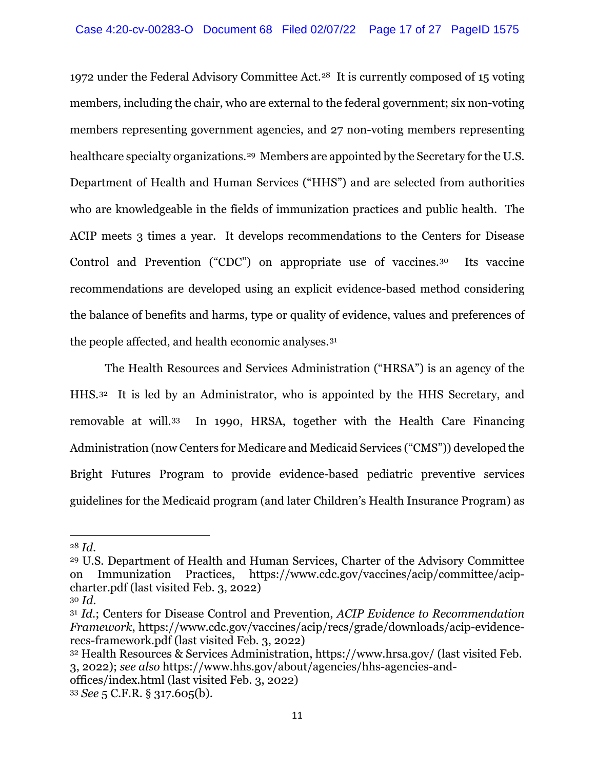1972 under the Federal Advisory Committee Act.[28] It is currently composed of 15 voting members, including the chair, who are external to the federal government; six non-voting members representing government agencies, and 27 non-voting members representing healthcare specialty organizations.[29] Members are appointed by the Secretary for the U.S. Department of Health and Human Services ("HHS") and are selected from authorities who are knowledgeable in the fields of immunization practices and public health. The ACIP meets 3 times a year. It develops recommendations to the Centers for Disease Control and Prevention ("CDC") on appropriate use of vaccines.[30] Its vaccine recommendations are developed using an explicit evidence-based method considering the balance of benefits and harms, type or quality of evidence, values and preferences of the people affected, and health economic analyses.[31]

The Health Resources and Services Administration ("HRSA") is an agency of the HHS.[32] It is led by an Administrator, who is appointed by the HHS Secretary, and removable at will.[33] In 1990, HRSA, together with the Health Care Financing Administration (now Centers for Medicare and Medicaid Services ("CMS")) developed the Bright Futures Program to provide evidence-based pediatric preventive services guidelines for the Medicaid program (and later Children's Health Insurance Program) as

---

[28] *Id.*

[29] U.S. Department of Health and Human Services, Charter of the Advisory Committee on Immunization Practices, https://www.cdc.gov/vaccines/acip/committee/acip-charter.pdf (last visited Feb. 3, 2022)

[30] *Id.*

[31] *Id.*; Centers for Disease Control and Prevention, *ACIP Evidence to Recommendation Framework*, https://www.cdc.gov/vaccines/acip/recs/grade/downloads/acip-evidence-recs-framework.pdf (last visited Feb. 3, 2022)

[32] Health Resources & Services Administration, https://www.hrsa.gov/ (last visited Feb. 3, 2022); *see also* https://www.hhs.gov/about/agencies/hhs-agencies-and-offices/index.html (last visited Feb. 3, 2022)

[33] *See* 5 C.F.R. § 317.605(b).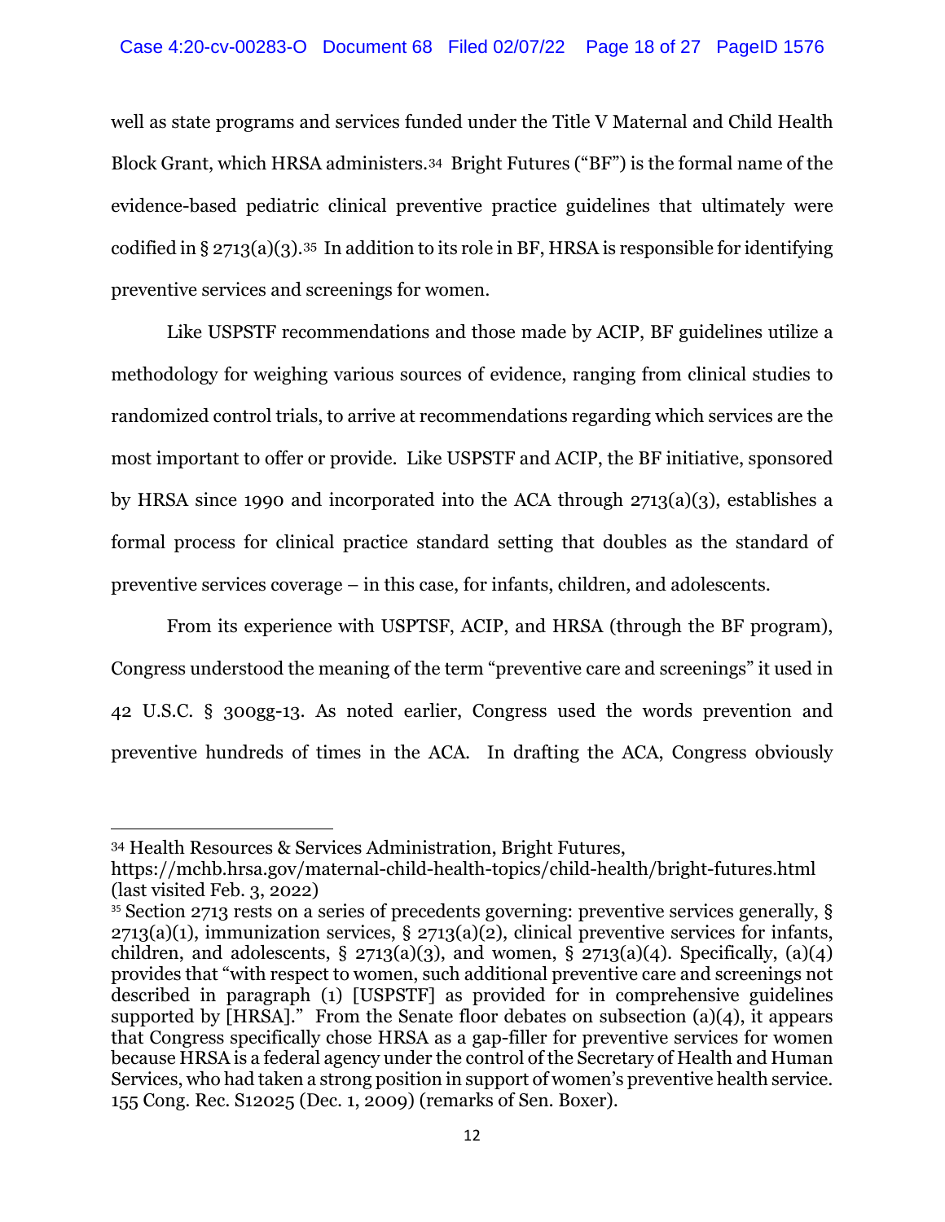well as state programs and services funded under the Title V Maternal and Child Health Block Grant, which HRSA administers.[34] Bright Futures ("BF") is the formal name of the evidence-based pediatric clinical preventive practice guidelines that ultimately were codified in § 2713(a)(3).[35] In addition to its role in BF, HRSA is responsible for identifying preventive services and screenings for women.

Like USPSTF recommendations and those made by ACIP, BF guidelines utilize a methodology for weighing various sources of evidence, ranging from clinical studies to randomized control trials, to arrive at recommendations regarding which services are the most important to offer or provide. Like USPSTF and ACIP, the BF initiative, sponsored by HRSA since 1990 and incorporated into the ACA through 2713(a)(3), establishes a formal process for clinical practice standard setting that doubles as the standard of preventive services coverage – in this case, for infants, children, and adolescents.

From its experience with USPTSF, ACIP, and HRSA (through the BF program), Congress understood the meaning of the term "preventive care and screenings" it used in 42 U.S.C. § 300gg-13. As noted earlier, Congress used the words prevention and preventive hundreds of times in the ACA. In drafting the ACA, Congress obviously

---

[34] Health Resources & Services Administration, Bright Futures, https://mchb.hrsa.gov/maternal-child-health-topics/child-health/bright-futures.html (last visited Feb. 3, 2022)

[35] Section 2713 rests on a series of precedents governing: preventive services generally, § 2713(a)(1), immunization services, § 2713(a)(2), clinical preventive services for infants, children, and adolescents, § 2713(a)(3), and women, § 2713(a)(4). Specifically, (a)(4) provides that "with respect to women, such additional preventive care and screenings not described in paragraph (1) [USPSTF] as provided for in comprehensive guidelines supported by [HRSA]." From the Senate floor debates on subsection (a)(4), it appears that Congress specifically chose HRSA as a gap-filler for preventive services for women because HRSA is a federal agency under the control of the Secretary of Health and Human Services, who had taken a strong position in support of women's preventive health service. 155 Cong. Rec. S12025 (Dec. 1, 2009) (remarks of Sen. Boxer).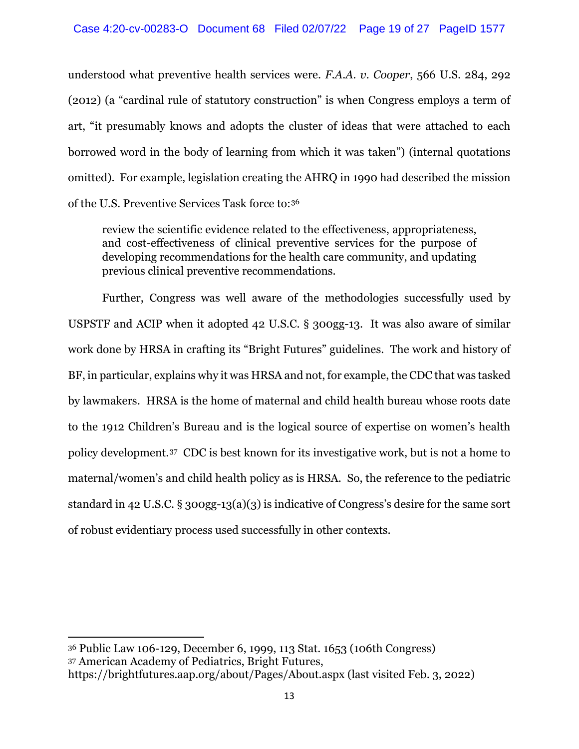understood what preventive health services were. *F.A.A. v. Cooper*, 566 U.S. 284, 292 (2012) (a "cardinal rule of statutory construction" is when Congress employs a term of art, "it presumably knows and adopts the cluster of ideas that were attached to each borrowed word in the body of learning from which it was taken") (internal quotations omitted). For example, legislation creating the AHRQ in 1990 had described the mission of the U.S. Preventive Services Task force to:[36]

> review the scientific evidence related to the effectiveness, appropriateness, and cost-effectiveness of clinical preventive services for the purpose of developing recommendations for the health care community, and updating previous clinical preventive recommendations.

Further, Congress was well aware of the methodologies successfully used by USPSTF and ACIP when it adopted 42 U.S.C. § 300gg-13. It was also aware of similar work done by HRSA in crafting its "Bright Futures" guidelines. The work and history of BF, in particular, explains why it was HRSA and not, for example, the CDC that was tasked by lawmakers. HRSA is the home of maternal and child health bureau whose roots date to the 1912 Children's Bureau and is the logical source of expertise on women's health policy development.[37] CDC is best known for its investigative work, but is not a home to maternal/women's and child health policy as is HRSA. So, the reference to the pediatric standard in 42 U.S.C. § 300gg-13(a)(3) is indicative of Congress's desire for the same sort of robust evidentiary process used successfully in other contexts.

---

[36] Public Law 106-129, December 6, 1999, 113 Stat. 1653 (106th Congress)

[37] American Academy of Pediatrics, Bright Futures, https://brightfutures.aap.org/about/Pages/About.aspx (last visited Feb. 3, 2022)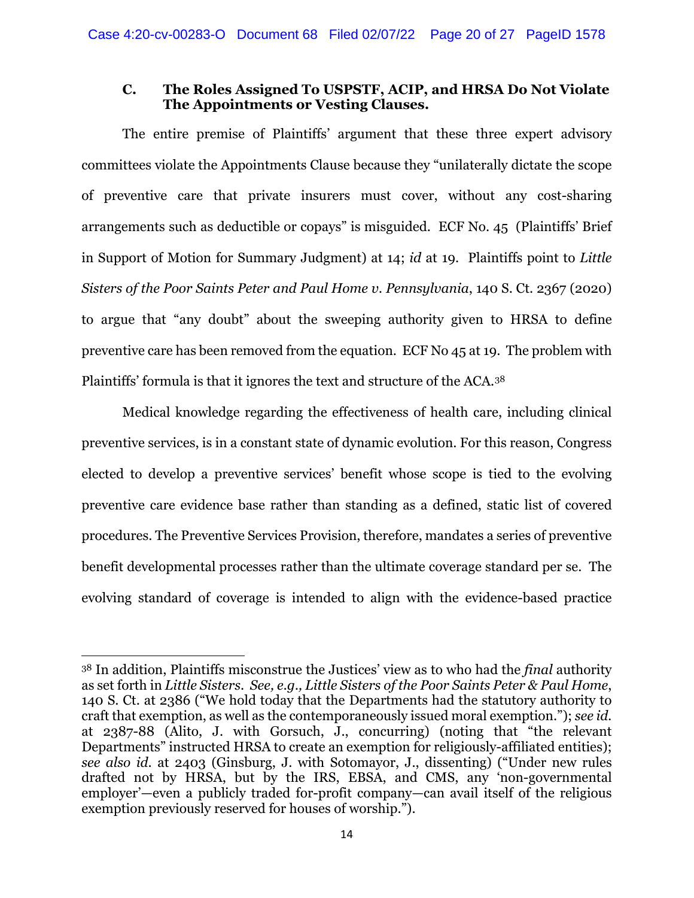### C. The Roles Assigned To USPSTF, ACIP, and HRSA Do Not Violate The Appointments or Vesting Clauses.

The entire premise of Plaintiffs' argument that these three expert advisory committees violate the Appointments Clause because they "unilaterally dictate the scope of preventive care that private insurers must cover, without any cost-sharing arrangements such as deductible or copays" is misguided. ECF No. 45 (Plaintiffs' Brief in Support of Motion for Summary Judgment) at 14; *id* at 19. Plaintiffs point to *Little Sisters of the Poor Saints Peter and Paul Home v. Pennsylvania*, 140 S. Ct. 2367 (2020) to argue that "any doubt" about the sweeping authority given to HRSA to define preventive care has been removed from the equation. ECF No 45 at 19. The problem with Plaintiffs' formula is that it ignores the text and structure of the ACA.[38]

Medical knowledge regarding the effectiveness of health care, including clinical preventive services, is in a constant state of dynamic evolution. For this reason, Congress elected to develop a preventive services' benefit whose scope is tied to the evolving preventive care evidence base rather than standing as a defined, static list of covered procedures. The Preventive Services Provision, therefore, mandates a series of preventive benefit developmental processes rather than the ultimate coverage standard per se. The evolving standard of coverage is intended to align with the evidence-based practice

---

[38] In addition, Plaintiffs misconstrue the Justices' view as to who had the *final* authority as set forth in *Little Sisters*. *See, e.g., Little Sisters of the Poor Saints Peter & Paul Home*, 140 S. Ct. at 2386 ("We hold today that the Departments had the statutory authority to craft that exemption, as well as the contemporaneously issued moral exemption."); *see id.* at 2387-88 (Alito, J. with Gorsuch, J., concurring) (noting that "the relevant Departments" instructed HRSA to create an exemption for religiously-affiliated entities); *see also id.* at 2403 (Ginsburg, J. with Sotomayor, J., dissenting) ("Under new rules drafted not by HRSA, but by the IRS, EBSA, and CMS, any 'non-governmental employer'—even a publicly traded for-profit company—can avail itself of the religious exemption previously reserved for houses of worship.").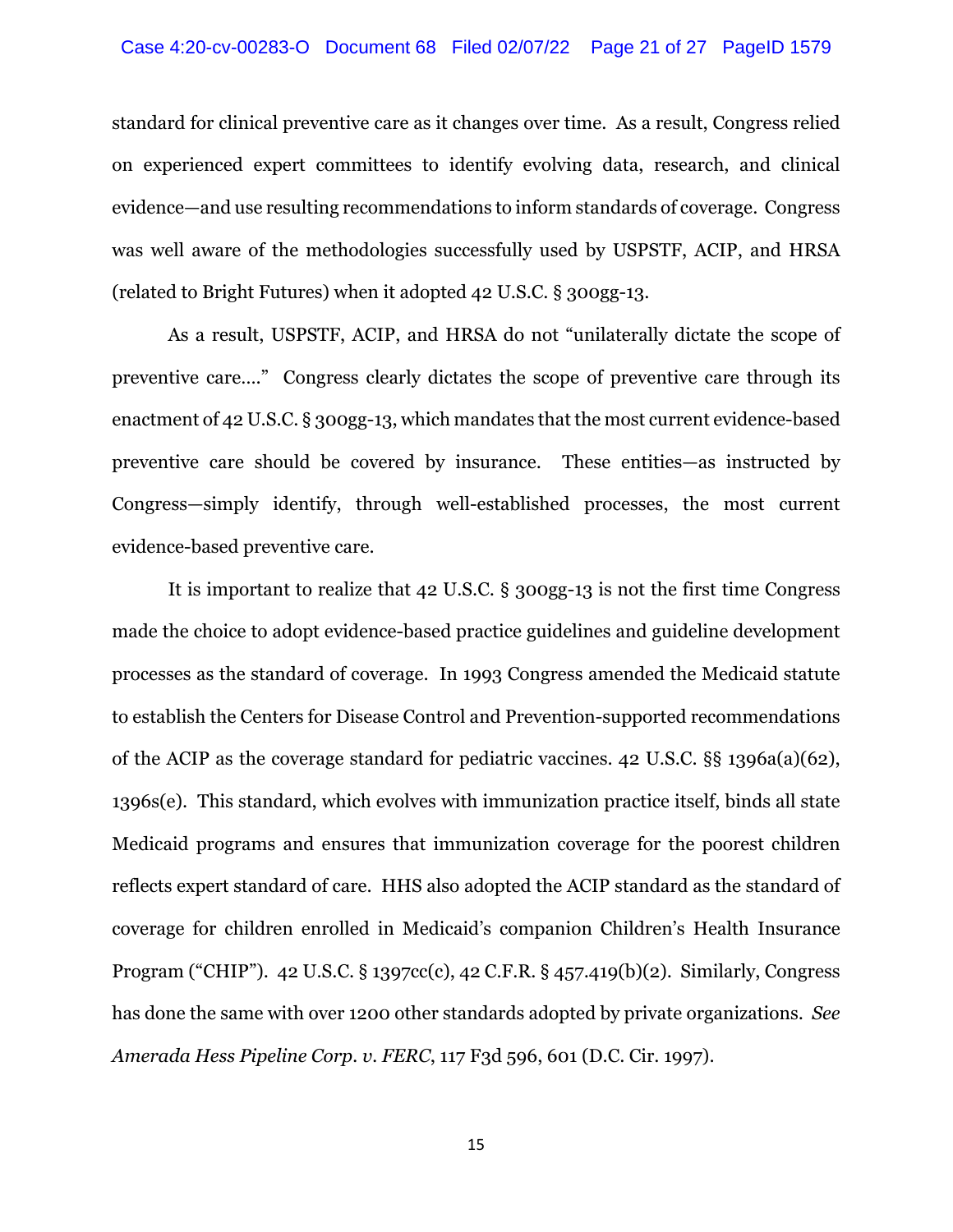standard for clinical preventive care as it changes over time. As a result, Congress relied on experienced expert committees to identify evolving data, research, and clinical evidence—and use resulting recommendations to inform standards of coverage. Congress was well aware of the methodologies successfully used by USPSTF, ACIP, and HRSA (related to Bright Futures) when it adopted 42 U.S.C. § 300gg-13.

As a result, USPSTF, ACIP, and HRSA do not "unilaterally dictate the scope of preventive care…." Congress clearly dictates the scope of preventive care through its enactment of 42 U.S.C. § 300gg-13, which mandates that the most current evidence-based preventive care should be covered by insurance. These entities—as instructed by Congress—simply identify, through well-established processes, the most current evidence-based preventive care.

It is important to realize that 42 U.S.C. § 300gg-13 is not the first time Congress made the choice to adopt evidence-based practice guidelines and guideline development processes as the standard of coverage. In 1993 Congress amended the Medicaid statute to establish the Centers for Disease Control and Prevention-supported recommendations of the ACIP as the coverage standard for pediatric vaccines. 42 U.S.C. §§ 1396a(a)(62), 1396s(e). This standard, which evolves with immunization practice itself, binds all state Medicaid programs and ensures that immunization coverage for the poorest children reflects expert standard of care. HHS also adopted the ACIP standard as the standard of coverage for children enrolled in Medicaid's companion Children's Health Insurance Program ("CHIP"). 42 U.S.C. § 1397cc(c), 42 C.F.R. § 457.419(b)(2). Similarly, Congress has done the same with over 1200 other standards adopted by private organizations. *See Amerada Hess Pipeline Corp. v. FERC*, 117 F3d 596, 601 (D.C. Cir. 1997).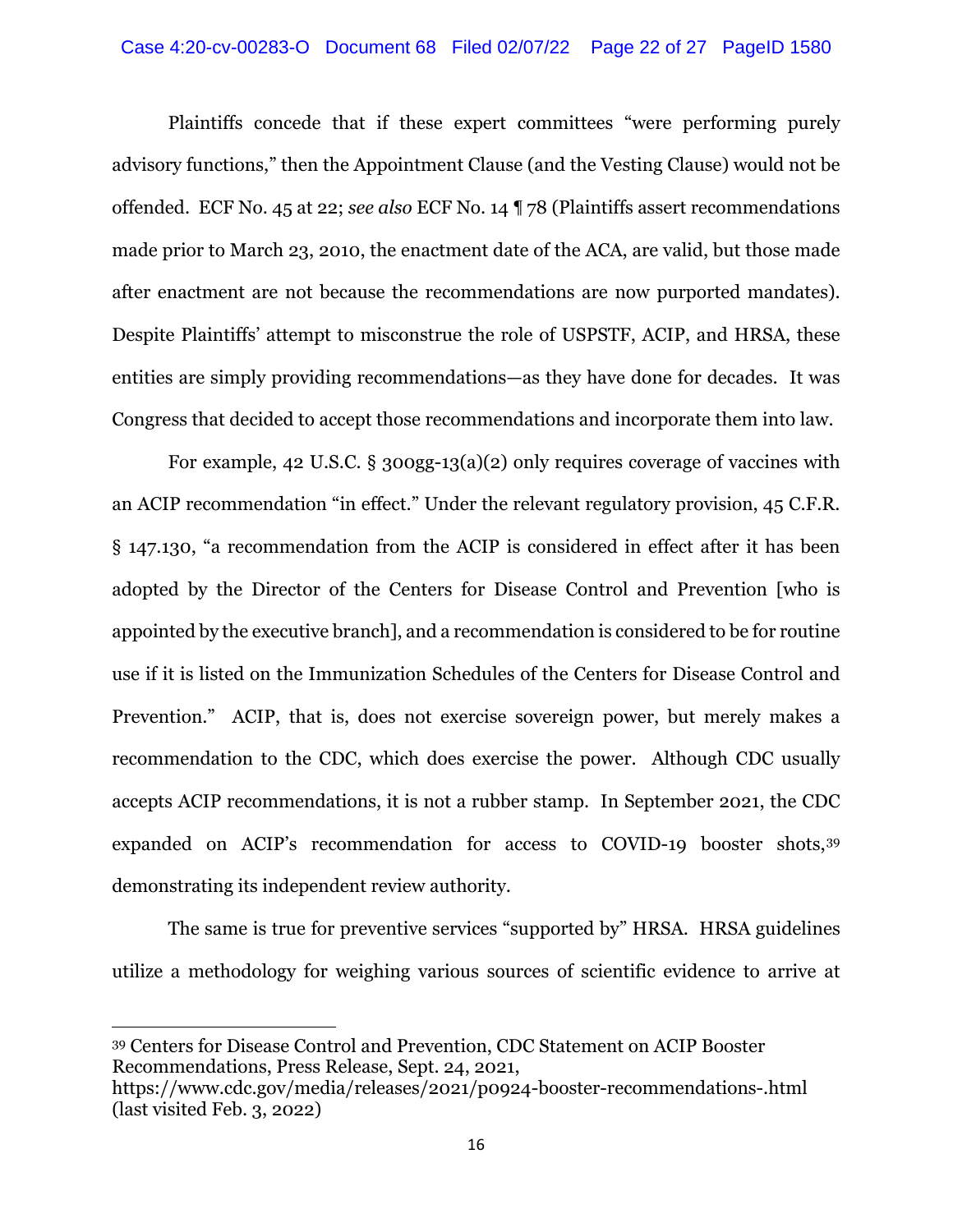Plaintiffs concede that if these expert committees "were performing purely advisory functions," then the Appointment Clause (and the Vesting Clause) would not be offended. ECF No. 45 at 22; *see also* ECF No. 14 ¶ 78 (Plaintiffs assert recommendations made prior to March 23, 2010, the enactment date of the ACA, are valid, but those made after enactment are not because the recommendations are now purported mandates). Despite Plaintiffs' attempt to misconstrue the role of USPSTF, ACIP, and HRSA, these entities are simply providing recommendations—as they have done for decades. It was Congress that decided to accept those recommendations and incorporate them into law.

For example, 42 U.S.C. § 300gg-13(a)(2) only requires coverage of vaccines with an ACIP recommendation "in effect." Under the relevant regulatory provision, 45 C.F.R. § 147.130, "a recommendation from the ACIP is considered in effect after it has been adopted by the Director of the Centers for Disease Control and Prevention [who is appointed by the executive branch], and a recommendation is considered to be for routine use if it is listed on the Immunization Schedules of the Centers for Disease Control and Prevention." ACIP, that is, does not exercise sovereign power, but merely makes a recommendation to the CDC, which does exercise the power. Although CDC usually accepts ACIP recommendations, it is not a rubber stamp. In September 2021, the CDC expanded on ACIP's recommendation for access to COVID-19 booster shots,[39] demonstrating its independent review authority.

The same is true for preventive services "supported by" HRSA. HRSA guidelines utilize a methodology for weighing various sources of scientific evidence to arrive at

---

[39] Centers for Disease Control and Prevention, CDC Statement on ACIP Booster Recommendations, Press Release, Sept. 24, 2021, https://www.cdc.gov/media/releases/2021/p0924-booster-recommendations-.html (last visited Feb. 3, 2022)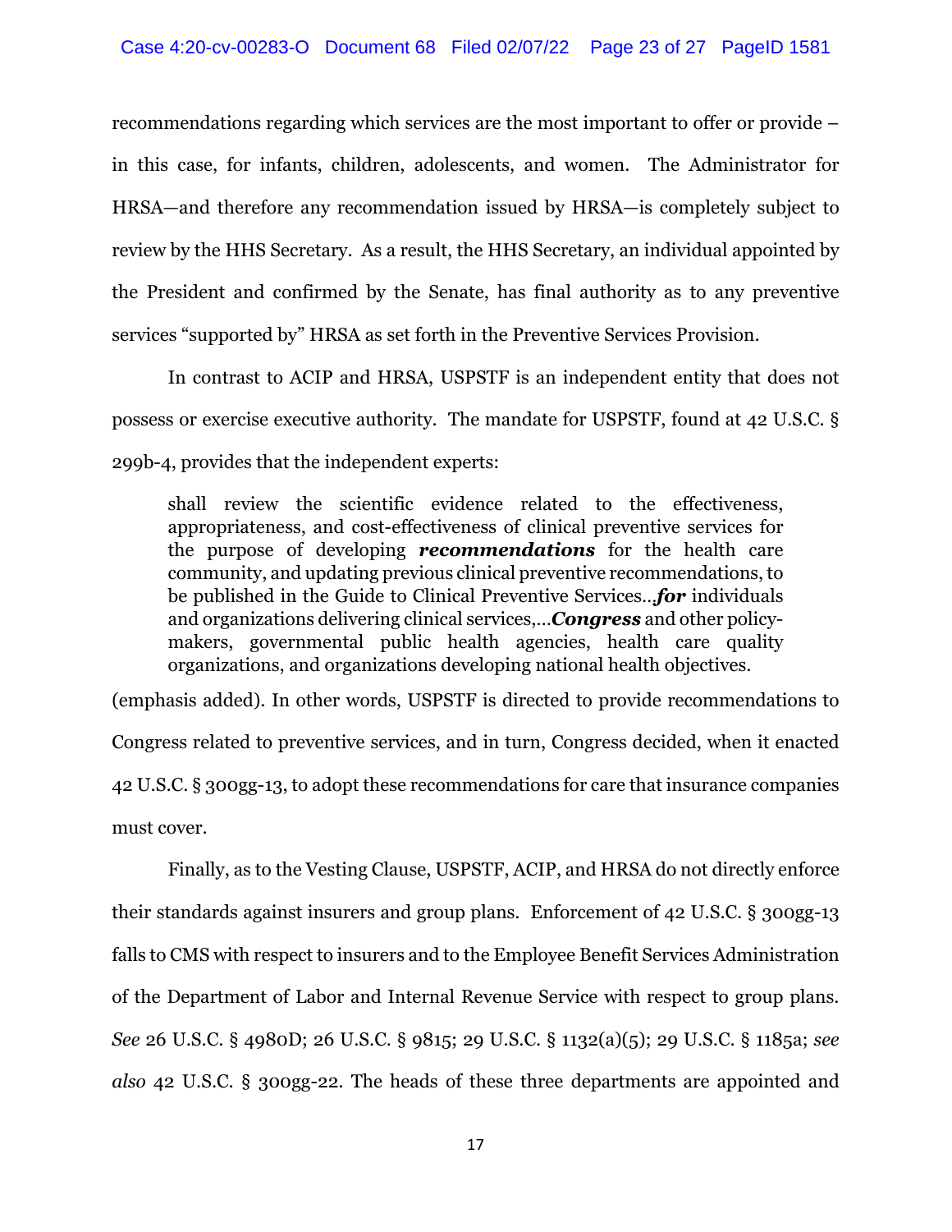recommendations regarding which services are the most important to offer or provide – in this case, for infants, children, adolescents, and women. The Administrator for HRSA—and therefore any recommendation issued by HRSA—is completely subject to review by the HHS Secretary. As a result, the HHS Secretary, an individual appointed by the President and confirmed by the Senate, has final authority as to any preventive services "supported by" HRSA as set forth in the Preventive Services Provision.

In contrast to ACIP and HRSA, USPSTF is an independent entity that does not possess or exercise executive authority. The mandate for USPSTF, found at 42 U.S.C. § 299b-4, provides that the independent experts:

> shall review the scientific evidence related to the effectiveness, appropriateness, and cost-effectiveness of clinical preventive services for the purpose of developing ***recommendations*** for the health care community, and updating previous clinical preventive recommendations, to be published in the Guide to Clinical Preventive Services...***for*** individuals and organizations delivering clinical services,...***Congress*** and other policy-makers, governmental public health agencies, health care quality organizations, and organizations developing national health objectives.

(emphasis added). In other words, USPSTF is directed to provide recommendations to Congress related to preventive services, and in turn, Congress decided, when it enacted 42 U.S.C. § 300gg-13, to adopt these recommendations for care that insurance companies must cover.

Finally, as to the Vesting Clause, USPSTF, ACIP, and HRSA do not directly enforce their standards against insurers and group plans. Enforcement of 42 U.S.C. § 300gg-13 falls to CMS with respect to insurers and to the Employee Benefit Services Administration of the Department of Labor and Internal Revenue Service with respect to group plans. *See* 26 U.S.C. § 4980D; 26 U.S.C. § 9815; 29 U.S.C. § 1132(a)(5); 29 U.S.C. § 1185a; *see also* 42 U.S.C. § 300gg-22. The heads of these three departments are appointed and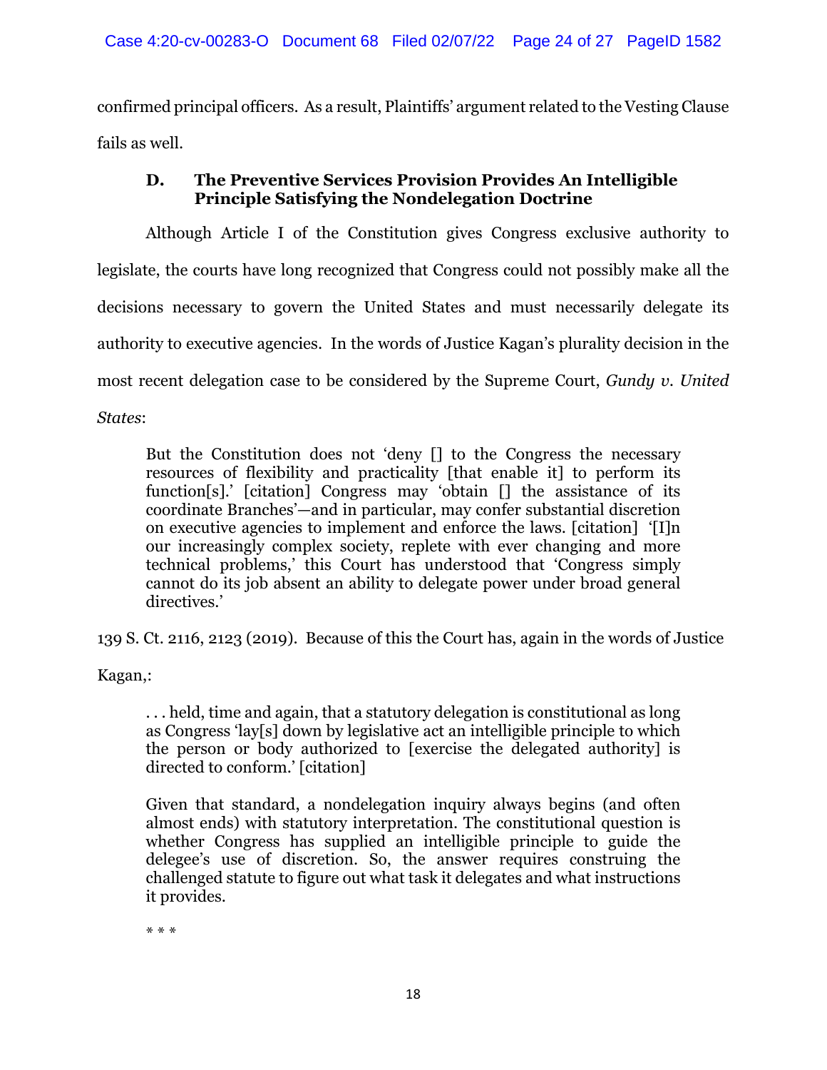confirmed principal officers. As a result, Plaintiffs' argument related to the Vesting Clause fails as well.

### D. The Preventive Services Provision Provides An Intelligible Principle Satisfying the Nondelegation Doctrine

Although Article I of the Constitution gives Congress exclusive authority to legislate, the courts have long recognized that Congress could not possibly make all the decisions necessary to govern the United States and must necessarily delegate its authority to executive agencies. In the words of Justice Kagan's plurality decision in the most recent delegation case to be considered by the Supreme Court, *Gundy v. United States*:

> But the Constitution does not 'deny [] to the Congress the necessary resources of flexibility and practicality [that enable it] to perform its function[s].' [citation] Congress may 'obtain [] the assistance of its coordinate Branches'—and in particular, may confer substantial discretion on executive agencies to implement and enforce the laws. [citation] '[I]n our increasingly complex society, replete with ever changing and more technical problems,' this Court has understood that 'Congress simply cannot do its job absent an ability to delegate power under broad general directives.'

139 S. Ct. 2116, 2123 (2019). Because of this the Court has, again in the words of Justice Kagan,:

> . . . held, time and again, that a statutory delegation is constitutional as long as Congress 'lay[s] down by legislative act an intelligible principle to which the person or body authorized to [exercise the delegated authority] is directed to conform.' [citation]
>
> Given that standard, a nondelegation inquiry always begins (and often almost ends) with statutory interpretation. The constitutional question is whether Congress has supplied an intelligible principle to guide the delegee's use of discretion. So, the answer requires construing the challenged statute to figure out what task it delegates and what instructions it provides.
>
> * * *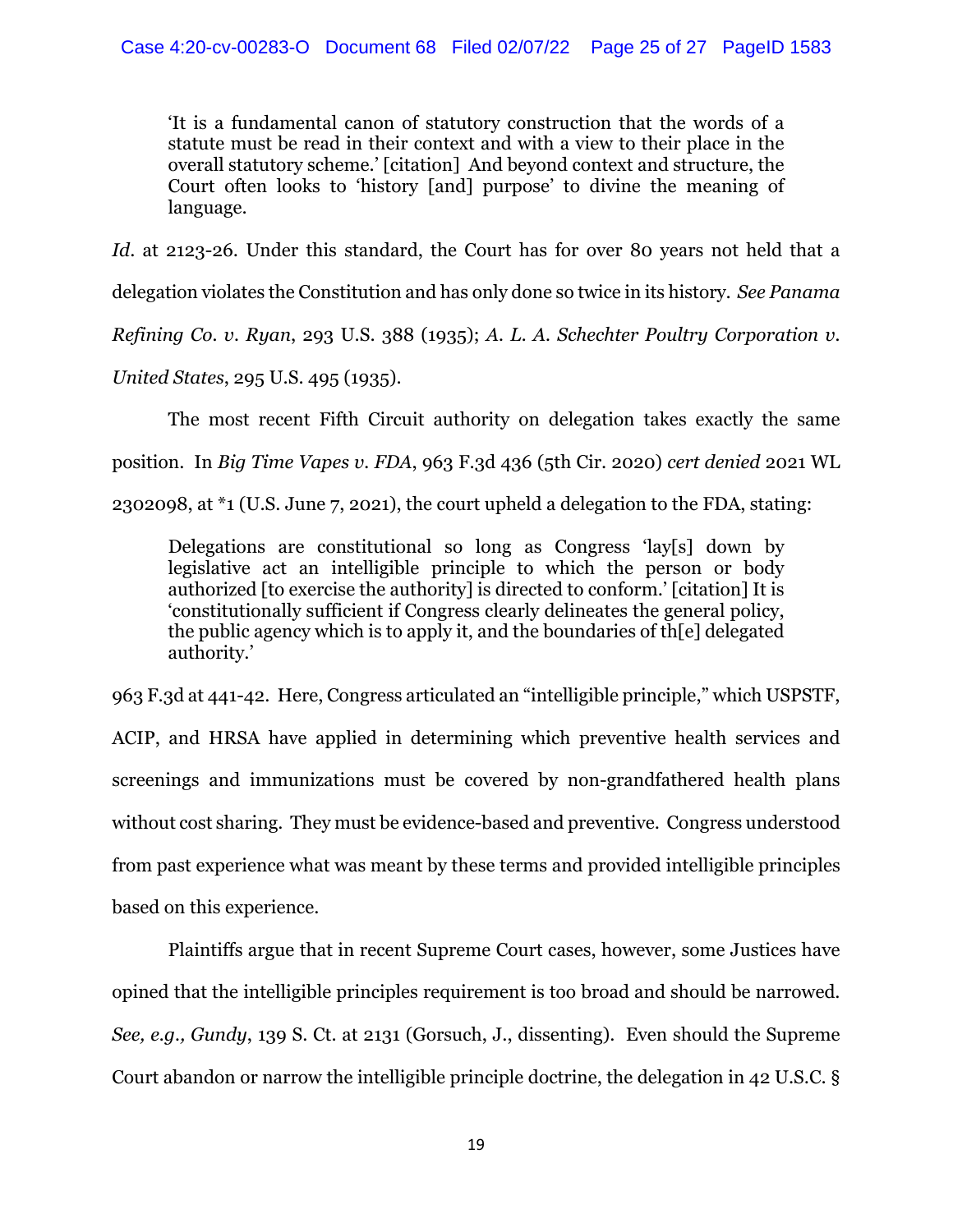> 'It is a fundamental canon of statutory construction that the words of a statute must be read in their context and with a view to their place in the overall statutory scheme.' [citation] And beyond context and structure, the Court often looks to 'history [and] purpose' to divine the meaning of language.

*Id*. at 2123-26. Under this standard, the Court has for over 80 years not held that a delegation violates the Constitution and has only done so twice in its history. *See Panama Refining Co. v. Ryan*, 293 U.S. 388 (1935); *A. L. A. Schechter Poultry Corporation v. United States*, 295 U.S. 495 (1935).

The most recent Fifth Circuit authority on delegation takes exactly the same position. In *Big Time Vapes v. FDA*, 963 F.3d 436 (5th Cir. 2020) *cert denied* 2021 WL 2302098, at *1 (U.S. June 7, 2021), the court upheld a delegation to the FDA, stating:

> Delegations are constitutional so long as Congress 'lay[s] down by legislative act an intelligible principle to which the person or body authorized [to exercise the authority] is directed to conform.' [citation] It is 'constitutionally sufficient if Congress clearly delineates the general policy, the public agency which is to apply it, and the boundaries of th[e] delegated authority.'

963 F.3d at 441-42. Here, Congress articulated an "intelligible principle," which USPSTF, ACIP, and HRSA have applied in determining which preventive health services and screenings and immunizations must be covered by non-grandfathered health plans without cost sharing. They must be evidence-based and preventive. Congress understood from past experience what was meant by these terms and provided intelligible principles based on this experience.

Plaintiffs argue that in recent Supreme Court cases, however, some Justices have opined that the intelligible principles requirement is too broad and should be narrowed. *See, e.g., Gundy*, 139 S. Ct. at 2131 (Gorsuch, J., dissenting). Even should the Supreme Court abandon or narrow the intelligible principle doctrine, the delegation in 42 U.S.C. §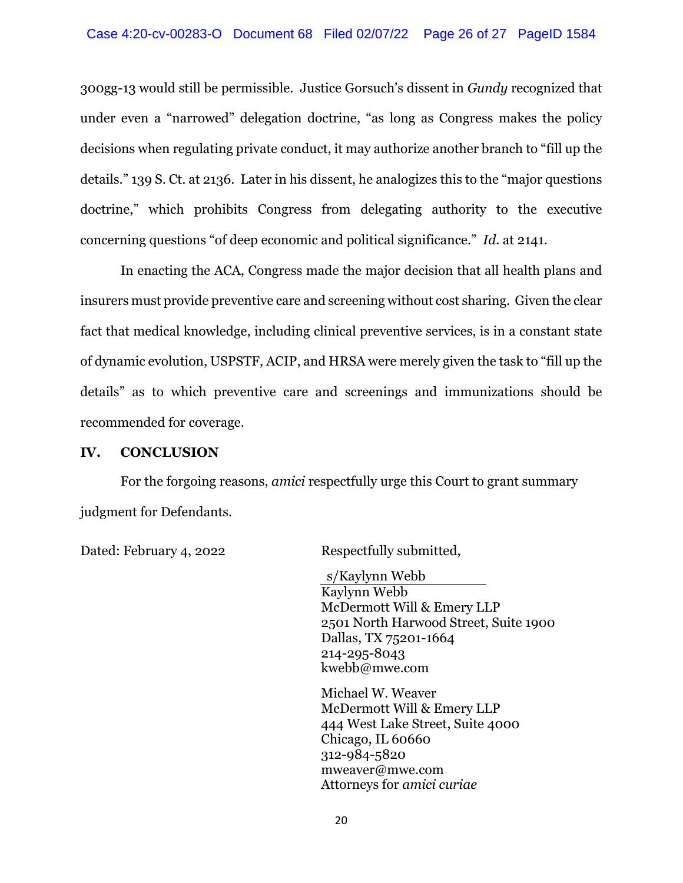300gg-13 would still be permissible. Justice Gorsuch's dissent in *Gundy* recognized that under even a "narrowed" delegation doctrine, "as long as Congress makes the policy decisions when regulating private conduct, it may authorize another branch to "fill up the details." 139 S. Ct. at 2136. Later in his dissent, he analogizes this to the "major questions doctrine," which prohibits Congress from delegating authority to the executive concerning questions "of deep economic and political significance." *Id.* at 2141.

In enacting the ACA, Congress made the major decision that all health plans and insurers must provide preventive care and screening without cost sharing. Given the clear fact that medical knowledge, including clinical preventive services, is in a constant state of dynamic evolution, USPSTF, ACIP, and HRSA were merely given the task to "fill up the details" as to which preventive care and screenings and immunizations should be recommended for coverage.

## IV. CONCLUSION

For the forgoing reasons, *amici* respectfully urge this Court to grant summary judgment for Defendants.

Dated: February 4, 2022

Respectfully submitted,

s/Kaylynn Webb
Kaylynn Webb
McDermott Will & Emery LLP
2501 North Harwood Street, Suite 1900
Dallas, TX 75201-1664
214-295-8043
kwebb@mwe.com

Michael W. Weaver
McDermott Will & Emery LLP
444 West Lake Street, Suite 4000
Chicago, IL 60660
312-984-5820
mweaver@mwe.com
Attorneys for *amici curiae*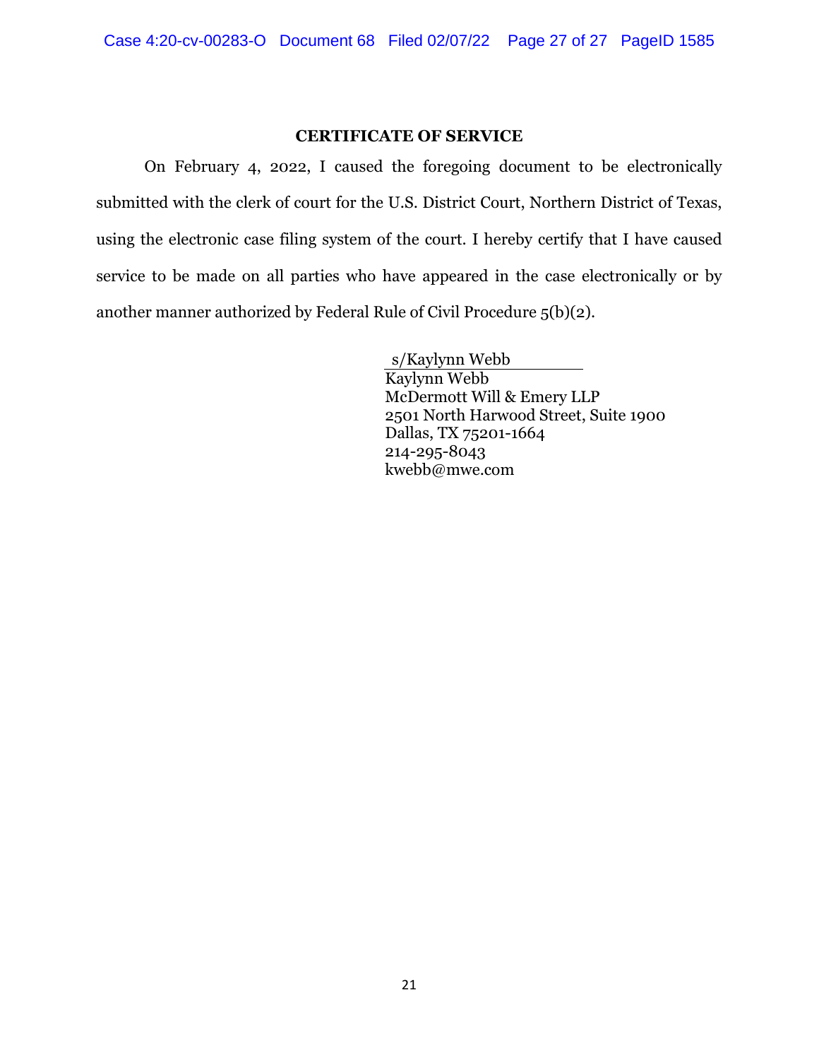**CERTIFICATE OF SERVICE**

On February 4, 2022, I caused the foregoing document to be electronically submitted with the clerk of court for the U.S. District Court, Northern District of Texas, using the electronic case filing system of the court. I hereby certify that I have caused service to be made on all parties who have appeared in the case electronically or by another manner authorized by Federal Rule of Civil Procedure 5(b)(2).

s/Kaylynn Webb
Kaylynn Webb
McDermott Will & Emery LLP
2501 North Harwood Street, Suite 1900
Dallas, TX 75201-1664
214-295-8043
kwebb@mwe.com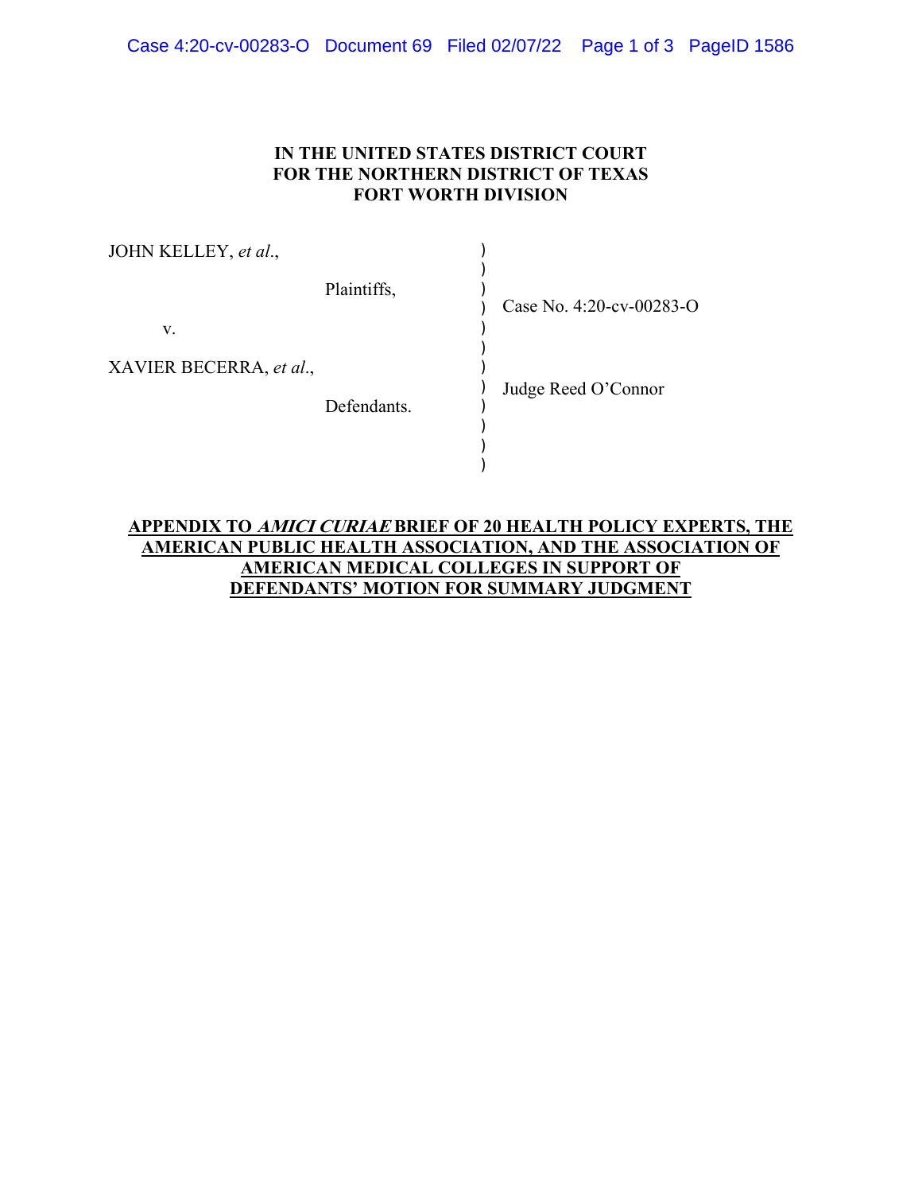**IN THE UNITED STATES DISTRICT COURT**
**FOR THE NORTHERN DISTRICT OF TEXAS**
**FORT WORTH DIVISION**

| | | |
|---|---|---|
| JOHN KELLEY, *et al*., | ) | |
| Plaintiffs, | ) | Case No. 4:20-cv-00283-O |
| v. | ) | |
| XAVIER BECERRA, *et al*., | ) | Judge Reed O'Connor |
| Defendants. | ) | |

**APPENDIX TO *AMICI CURIAE* BRIEF OF 20 HEALTH POLICY EXPERTS, THE AMERICAN PUBLIC HEALTH ASSOCIATION, AND THE ASSOCIATION OF AMERICAN MEDICAL COLLEGES IN SUPPORT OF DEFENDANTS' MOTION FOR SUMMARY JUDGMENT**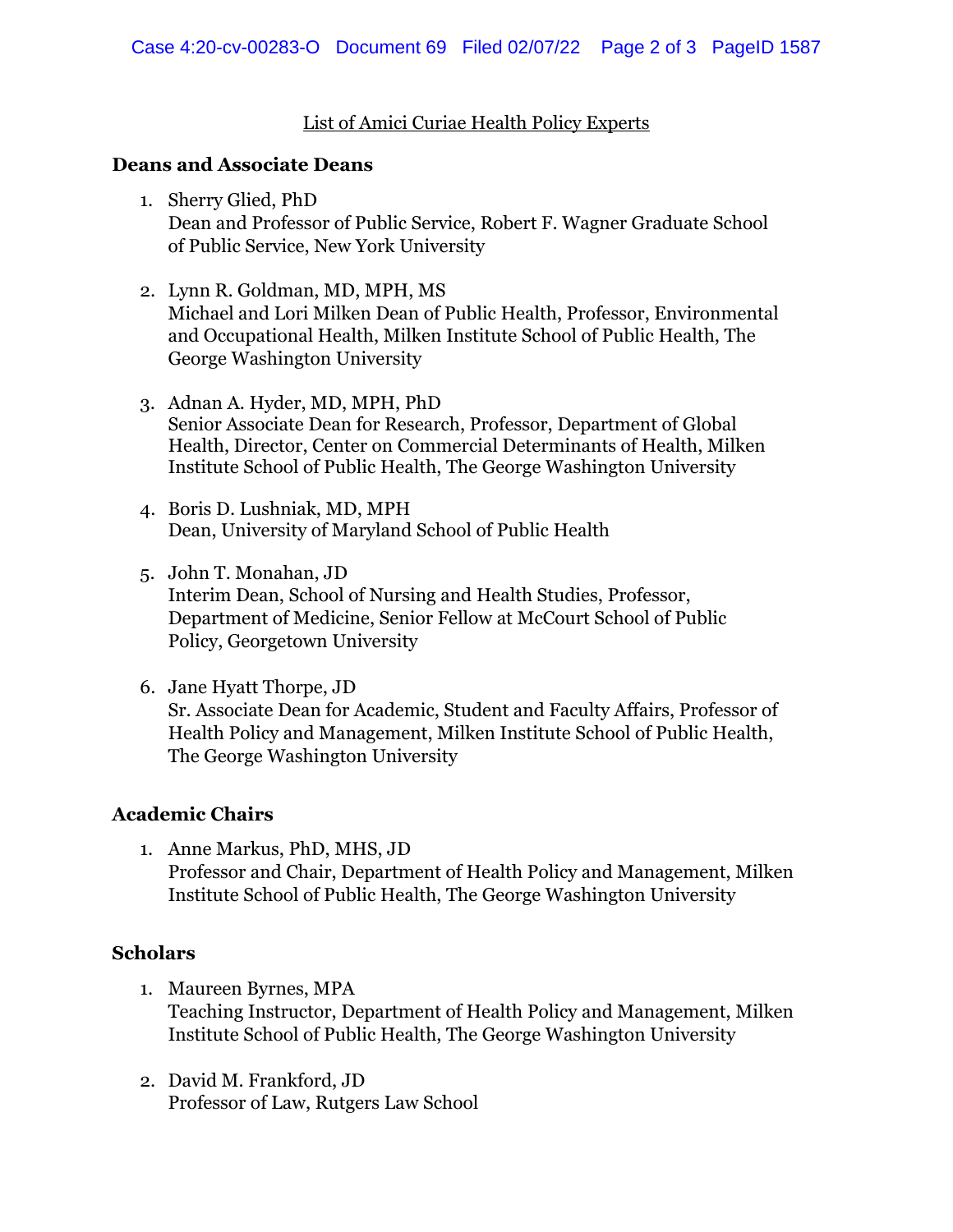List of Amici Curiae Health Policy Experts

**Deans and Associate Deans**

1. Sherry Glied, PhD
   Dean and Professor of Public Service, Robert F. Wagner Graduate School of Public Service, New York University

2. Lynn R. Goldman, MD, MPH, MS
   Michael and Lori Milken Dean of Public Health, Professor, Environmental and Occupational Health, Milken Institute School of Public Health, The George Washington University

3. Adnan A. Hyder, MD, MPH, PhD
   Senior Associate Dean for Research, Professor, Department of Global Health, Director, Center on Commercial Determinants of Health, Milken Institute School of Public Health, The George Washington University

4. Boris D. Lushniak, MD, MPH
   Dean, University of Maryland School of Public Health

5. John T. Monahan, JD
   Interim Dean, School of Nursing and Health Studies, Professor, Department of Medicine, Senior Fellow at McCourt School of Public Policy, Georgetown University

6. Jane Hyatt Thorpe, JD
   Sr. Associate Dean for Academic, Student and Faculty Affairs, Professor of Health Policy and Management, Milken Institute School of Public Health, The George Washington University

**Academic Chairs**

1. Anne Markus, PhD, MHS, JD
   Professor and Chair, Department of Health Policy and Management, Milken Institute School of Public Health, The George Washington University

**Scholars**

1. Maureen Byrnes, MPA
   Teaching Instructor, Department of Health Policy and Management, Milken Institute School of Public Health, The George Washington University

2. David M. Frankford, JD
   Professor of Law, Rutgers Law School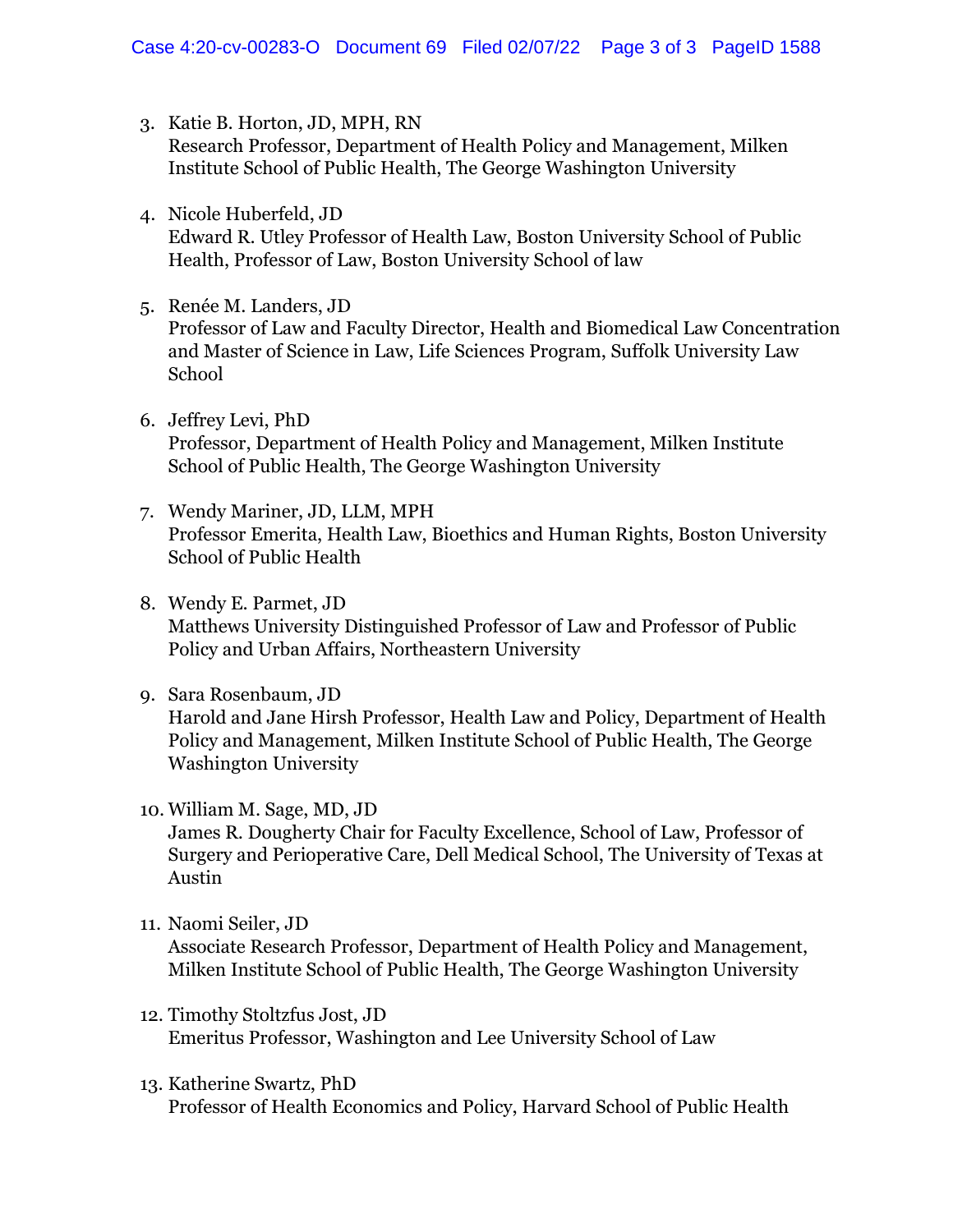3. Katie B. Horton, JD, MPH, RN
   Research Professor, Department of Health Policy and Management, Milken Institute School of Public Health, The George Washington University

4. Nicole Huberfeld, JD
   Edward R. Utley Professor of Health Law, Boston University School of Public Health, Professor of Law, Boston University School of law

5. Renée M. Landers, JD
   Professor of Law and Faculty Director, Health and Biomedical Law Concentration and Master of Science in Law, Life Sciences Program, Suffolk University Law School

6. Jeffrey Levi, PhD
   Professor, Department of Health Policy and Management, Milken Institute School of Public Health, The George Washington University

7. Wendy Mariner, JD, LLM, MPH
   Professor Emerita, Health Law, Bioethics and Human Rights, Boston University School of Public Health

8. Wendy E. Parmet, JD
   Matthews University Distinguished Professor of Law and Professor of Public Policy and Urban Affairs, Northeastern University

9. Sara Rosenbaum, JD
   Harold and Jane Hirsh Professor, Health Law and Policy, Department of Health Policy and Management, Milken Institute School of Public Health, The George Washington University

10. William M. Sage, MD, JD
    James R. Dougherty Chair for Faculty Excellence, School of Law, Professor of Surgery and Perioperative Care, Dell Medical School, The University of Texas at Austin

11. Naomi Seiler, JD
    Associate Research Professor, Department of Health Policy and Management, Milken Institute School of Public Health, The George Washington University

12. Timothy Stoltzfus Jost, JD
    Emeritus Professor, Washington and Lee University School of Law

13. Katherine Swartz, PhD
    Professor of Health Economics and Policy, Harvard School of Public Health